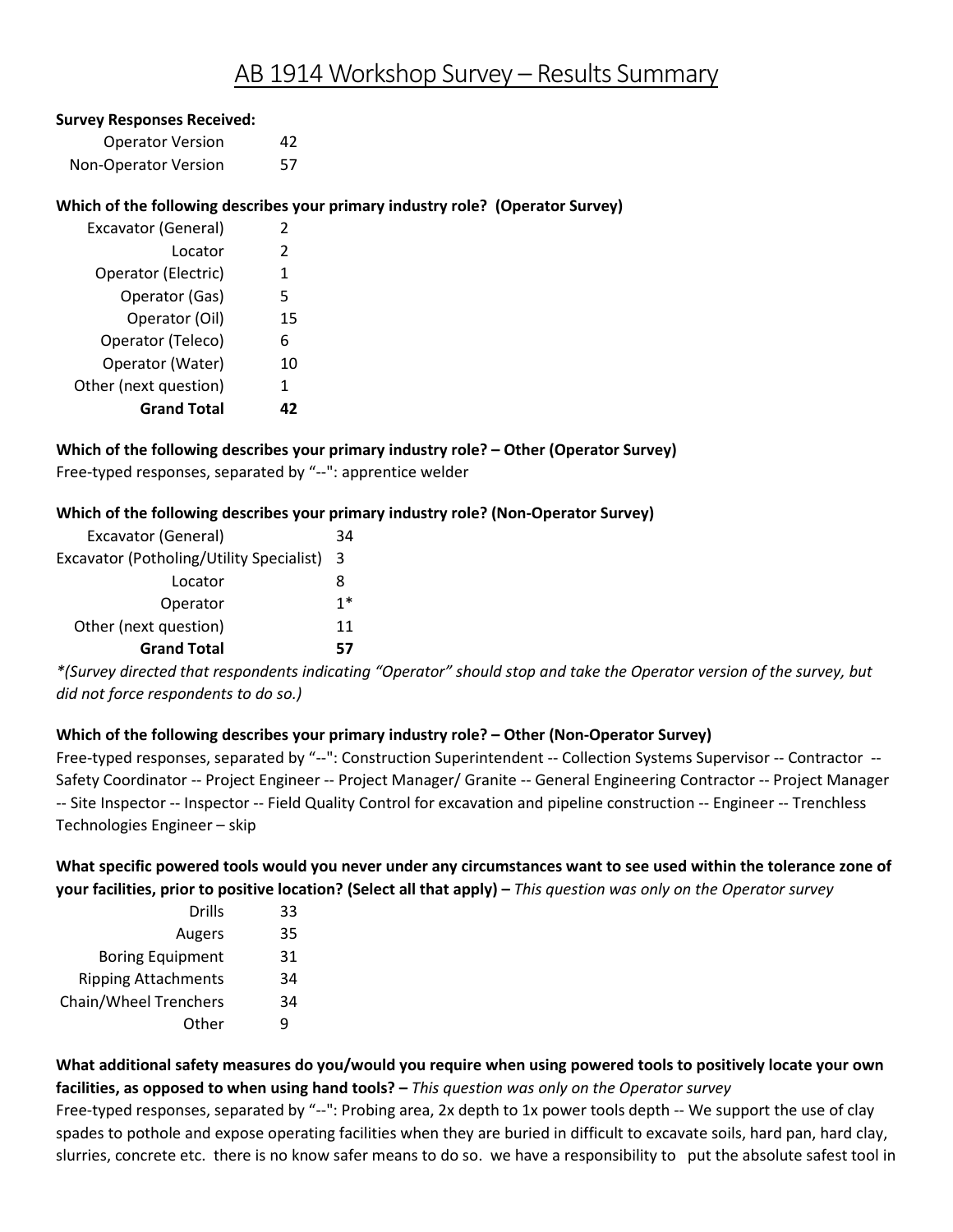# AB 1914 Workshop Survey – Results Summary

**Survey Responses Received:**

| | |
|---|---|
| Operator Version | 42 |
| Non-Operator Version | 57 |

**Which of the following describes your primary industry role? (Operator Survey)**

| | |
|---|---|
| Excavator (General) | 2 |
| Locator | 2 |
| Operator (Electric) | 1 |
| Operator (Gas) | 5 |
| Operator (Oil) | 15 |
| Operator (Teleco) | 6 |
| Operator (Water) | 10 |
| Other (next question) | 1 |
| **Grand Total** | **42** |

**Which of the following describes your primary industry role? – Other (Operator Survey)**

Free-typed responses, separated by "--": apprentice welder

**Which of the following describes your primary industry role? (Non-Operator Survey)**

| | |
|---|---|
| Excavator (General) | 34 |
| Excavator (Potholing/Utility Specialist) | 3 |
| Locator | 8 |
| Operator | 1* |
| Other (next question) | 11 |
| **Grand Total** | **57** |

*\*(Survey directed that respondents indicating "Operator" should stop and take the Operator version of the survey, but did not force respondents to do so.)*

**Which of the following describes your primary industry role? – Other (Non-Operator Survey)**

Free-typed responses, separated by "--": Construction Superintendent -- Collection Systems Supervisor -- Contractor -- Safety Coordinator -- Project Engineer -- Project Manager/ Granite -- General Engineering Contractor -- Project Manager -- Site Inspector -- Inspector -- Field Quality Control for excavation and pipeline construction -- Engineer -- Trenchless Technologies Engineer – skip

**What specific powered tools would you never under any circumstances want to see used within the tolerance zone of your facilities, prior to positive location? (Select all that apply) –** *This question was only on the Operator survey*

| | |
|---|---|
| Drills | 33 |
| Augers | 35 |
| Boring Equipment | 31 |
| Ripping Attachments | 34 |
| Chain/Wheel Trenchers | 34 |
| Other | 9 |

**What additional safety measures do you/would you require when using powered tools to positively locate your own facilities, as opposed to when using hand tools? –** *This question was only on the Operator survey*

Free-typed responses, separated by "--": Probing area, 2x depth to 1x power tools depth -- We support the use of clay spades to pothole and expose operating facilities when they are buried in difficult to excavate soils, hard pan, hard clay, slurries, concrete etc. there is no know safer means to do so. we have a responsibility to put the absolute safest tool in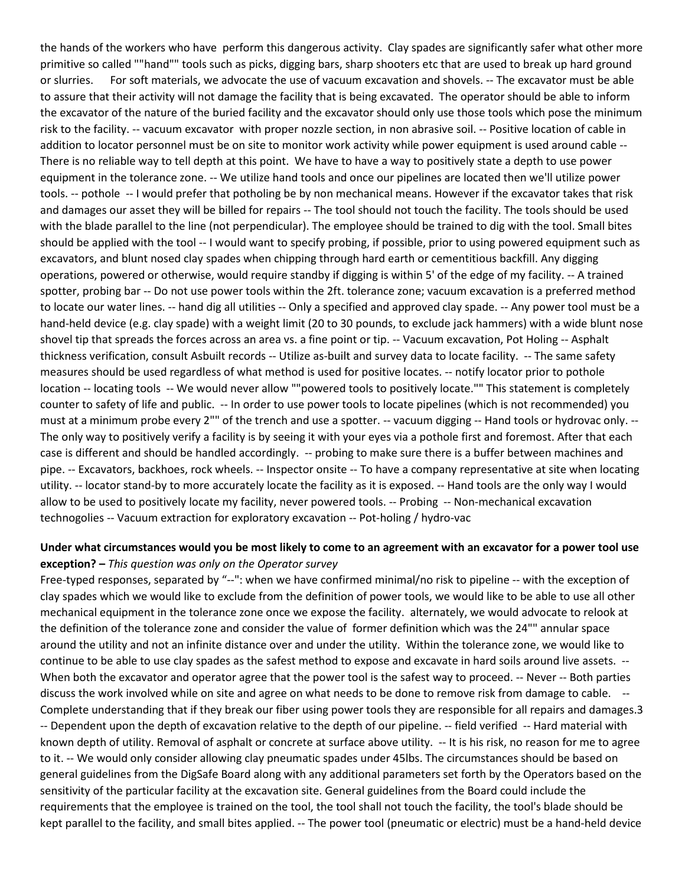the hands of the workers who have perform this dangerous activity. Clay spades are significantly safer what other more primitive so called ""hand"" tools such as picks, digging bars, sharp shooters etc that are used to break up hard ground or slurries. For soft materials, we advocate the use of vacuum excavation and shovels. -- The excavator must be able to assure that their activity will not damage the facility that is being excavated. The operator should be able to inform the excavator of the nature of the buried facility and the excavator should only use those tools which pose the minimum risk to the facility. -- vacuum excavator with proper nozzle section, in non abrasive soil. -- Positive location of cable in addition to locator personnel must be on site to monitor work activity while power equipment is used around cable -- There is no reliable way to tell depth at this point. We have to have a way to positively state a depth to use power equipment in the tolerance zone. -- We utilize hand tools and once our pipelines are located then we'll utilize power tools. -- pothole -- I would prefer that potholing be by non mechanical means. However if the excavator takes that risk and damages our asset they will be billed for repairs -- The tool should not touch the facility. The tools should be used with the blade parallel to the line (not perpendicular). The employee should be trained to dig with the tool. Small bites should be applied with the tool -- I would want to specify probing, if possible, prior to using powered equipment such as excavators, and blunt nosed clay spades when chipping through hard earth or cementitious backfill. Any digging operations, powered or otherwise, would require standby if digging is within 5' of the edge of my facility. -- A trained spotter, probing bar -- Do not use power tools within the 2ft. tolerance zone; vacuum excavation is a preferred method to locate our water lines. -- hand dig all utilities -- Only a specified and approved clay spade. -- Any power tool must be a hand-held device (e.g. clay spade) with a weight limit (20 to 30 pounds, to exclude jack hammers) with a wide blunt nose shovel tip that spreads the forces across an area vs. a fine point or tip. -- Vacuum excavation, Pot Holing -- Asphalt thickness verification, consult Asbuilt records -- Utilize as-built and survey data to locate facility. -- The same safety measures should be used regardless of what method is used for positive locates. -- notify locator prior to pothole location -- locating tools -- We would never allow ""powered tools to positively locate."" This statement is completely counter to safety of life and public. -- In order to use power tools to locate pipelines (which is not recommended) you must at a minimum probe every 2"" of the trench and use a spotter. -- vacuum digging -- Hand tools or hydrovac only. -- The only way to positively verify a facility is by seeing it with your eyes via a pothole first and foremost. After that each case is different and should be handled accordingly. -- probing to make sure there is a buffer between machines and pipe. -- Excavators, backhoes, rock wheels. -- Inspector onsite -- To have a company representative at site when locating utility. -- locator stand-by to more accurately locate the facility as it is exposed. -- Hand tools are the only way I would allow to be used to positively locate my facility, never powered tools. -- Probing -- Non-mechanical excavation technogolies -- Vacuum extraction for exploratory excavation -- Pot-holing / hydro-vac

**Under what circumstances would you be most likely to come to an agreement with an excavator for a power tool use exception? –** *This question was only on the Operator survey*

Free-typed responses, separated by "--": when we have confirmed minimal/no risk to pipeline -- with the exception of clay spades which we would like to exclude from the definition of power tools, we would like to be able to use all other mechanical equipment in the tolerance zone once we expose the facility. alternately, we would advocate to relook at the definition of the tolerance zone and consider the value of former definition which was the 24"" annular space around the utility and not an infinite distance over and under the utility. Within the tolerance zone, we would like to continue to be able to use clay spades as the safest method to expose and excavate in hard soils around live assets. -- When both the excavator and operator agree that the power tool is the safest way to proceed. -- Never -- Both parties discuss the work involved while on site and agree on what needs to be done to remove risk from damage to cable. -- Complete understanding that if they break our fiber using power tools they are responsible for all repairs and damages.3 -- Dependent upon the depth of excavation relative to the depth of our pipeline. -- field verified -- Hard material with known depth of utility. Removal of asphalt or concrete at surface above utility. -- It is his risk, no reason for me to agree to it. -- We would only consider allowing clay pneumatic spades under 45lbs. The circumstances should be based on general guidelines from the DigSafe Board along with any additional parameters set forth by the Operators based on the sensitivity of the particular facility at the excavation site. General guidelines from the Board could include the requirements that the employee is trained on the tool, the tool shall not touch the facility, the tool's blade should be kept parallel to the facility, and small bites applied. -- The power tool (pneumatic or electric) must be a hand-held device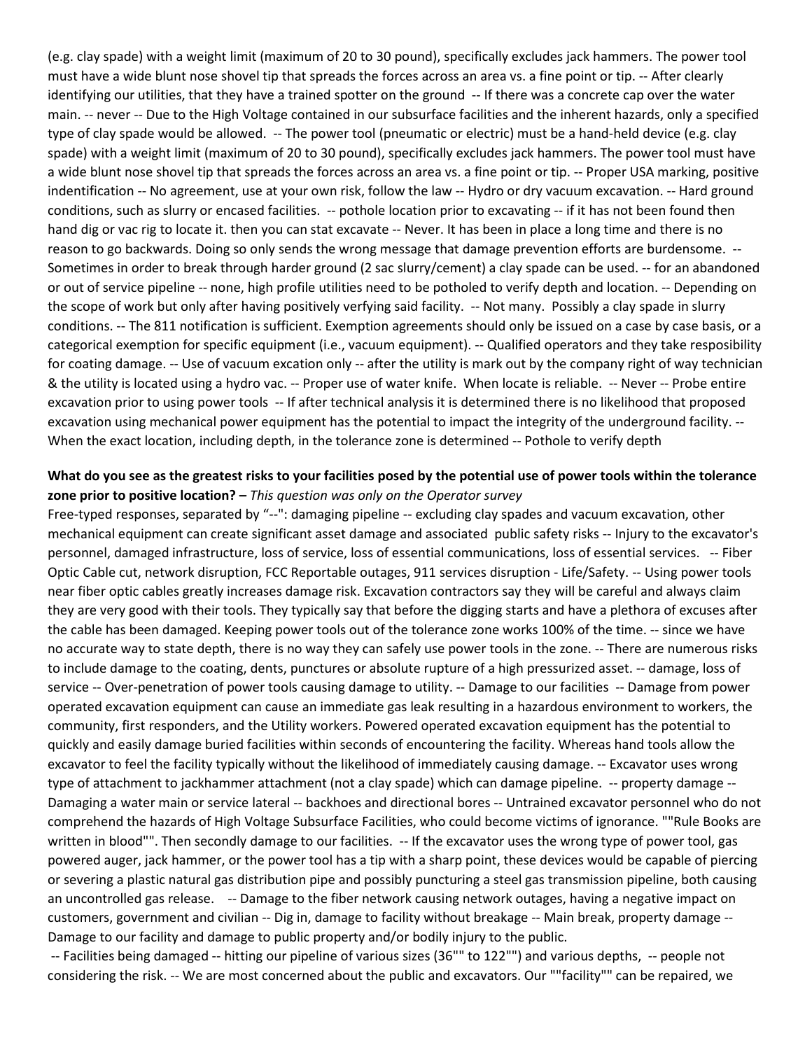(e.g. clay spade) with a weight limit (maximum of 20 to 30 pound), specifically excludes jack hammers. The power tool must have a wide blunt nose shovel tip that spreads the forces across an area vs. a fine point or tip. -- After clearly identifying our utilities, that they have a trained spotter on the ground -- If there was a concrete cap over the water main. -- never -- Due to the High Voltage contained in our subsurface facilities and the inherent hazards, only a specified type of clay spade would be allowed. -- The power tool (pneumatic or electric) must be a hand-held device (e.g. clay spade) with a weight limit (maximum of 20 to 30 pound), specifically excludes jack hammers. The power tool must have a wide blunt nose shovel tip that spreads the forces across an area vs. a fine point or tip. -- Proper USA marking, positive indentification -- No agreement, use at your own risk, follow the law -- Hydro or dry vacuum excavation. -- Hard ground conditions, such as slurry or encased facilities. -- pothole location prior to excavating -- if it has not been found then hand dig or vac rig to locate it. then you can stat excavate -- Never. It has been in place a long time and there is no reason to go backwards. Doing so only sends the wrong message that damage prevention efforts are burdensome. -- Sometimes in order to break through harder ground (2 sac slurry/cement) a clay spade can be used. -- for an abandoned or out of service pipeline -- none, high profile utilities need to be potholed to verify depth and location. -- Depending on the scope of work but only after having positively verfying said facility. -- Not many. Possibly a clay spade in slurry conditions. -- The 811 notification is sufficient. Exemption agreements should only be issued on a case by case basis, or a categorical exemption for specific equipment (i.e., vacuum equipment). -- Qualified operators and they take resposibility for coating damage. -- Use of vacuum excation only -- after the utility is mark out by the company right of way technician & the utility is located using a hydro vac. -- Proper use of water knife. When locate is reliable. -- Never -- Probe entire excavation prior to using power tools -- If after technical analysis it is determined there is no likelihood that proposed excavation using mechanical power equipment has the potential to impact the integrity of the underground facility. -- When the exact location, including depth, in the tolerance zone is determined -- Pothole to verify depth

**What do you see as the greatest risks to your facilities posed by the potential use of power tools within the tolerance zone prior to positive location? –** *This question was only on the Operator survey*

Free-typed responses, separated by "--": damaging pipeline -- excluding clay spades and vacuum excavation, other mechanical equipment can create significant asset damage and associated public safety risks -- Injury to the excavator's personnel, damaged infrastructure, loss of service, loss of essential communications, loss of essential services. -- Fiber Optic Cable cut, network disruption, FCC Reportable outages, 911 services disruption - Life/Safety. -- Using power tools near fiber optic cables greatly increases damage risk. Excavation contractors say they will be careful and always claim they are very good with their tools. They typically say that before the digging starts and have a plethora of excuses after the cable has been damaged. Keeping power tools out of the tolerance zone works 100% of the time. -- since we have no accurate way to state depth, there is no way they can safely use power tools in the zone. -- There are numerous risks to include damage to the coating, dents, punctures or absolute rupture of a high pressurized asset. -- damage, loss of service -- Over-penetration of power tools causing damage to utility. -- Damage to our facilities -- Damage from power operated excavation equipment can cause an immediate gas leak resulting in a hazardous environment to workers, the community, first responders, and the Utility workers. Powered operated excavation equipment has the potential to quickly and easily damage buried facilities within seconds of encountering the facility. Whereas hand tools allow the excavator to feel the facility typically without the likelihood of immediately causing damage. -- Excavator uses wrong type of attachment to jackhammer attachment (not a clay spade) which can damage pipeline. -- property damage -- Damaging a water main or service lateral -- backhoes and directional bores -- Untrained excavator personnel who do not comprehend the hazards of High Voltage Subsurface Facilities, who could become victims of ignorance. ""Rule Books are written in blood"". Then secondly damage to our facilities. -- If the excavator uses the wrong type of power tool, gas powered auger, jack hammer, or the power tool has a tip with a sharp point, these devices would be capable of piercing or severing a plastic natural gas distribution pipe and possibly puncturing a steel gas transmission pipeline, both causing an uncontrolled gas release. -- Damage to the fiber network causing network outages, having a negative impact on customers, government and civilian -- Dig in, damage to facility without breakage -- Main break, property damage -- Damage to our facility and damage to public property and/or bodily injury to the public.

-- Facilities being damaged -- hitting our pipeline of various sizes (36"" to 122"") and various depths, -- people not considering the risk. -- We are most concerned about the public and excavators. Our ""facility"" can be repaired, we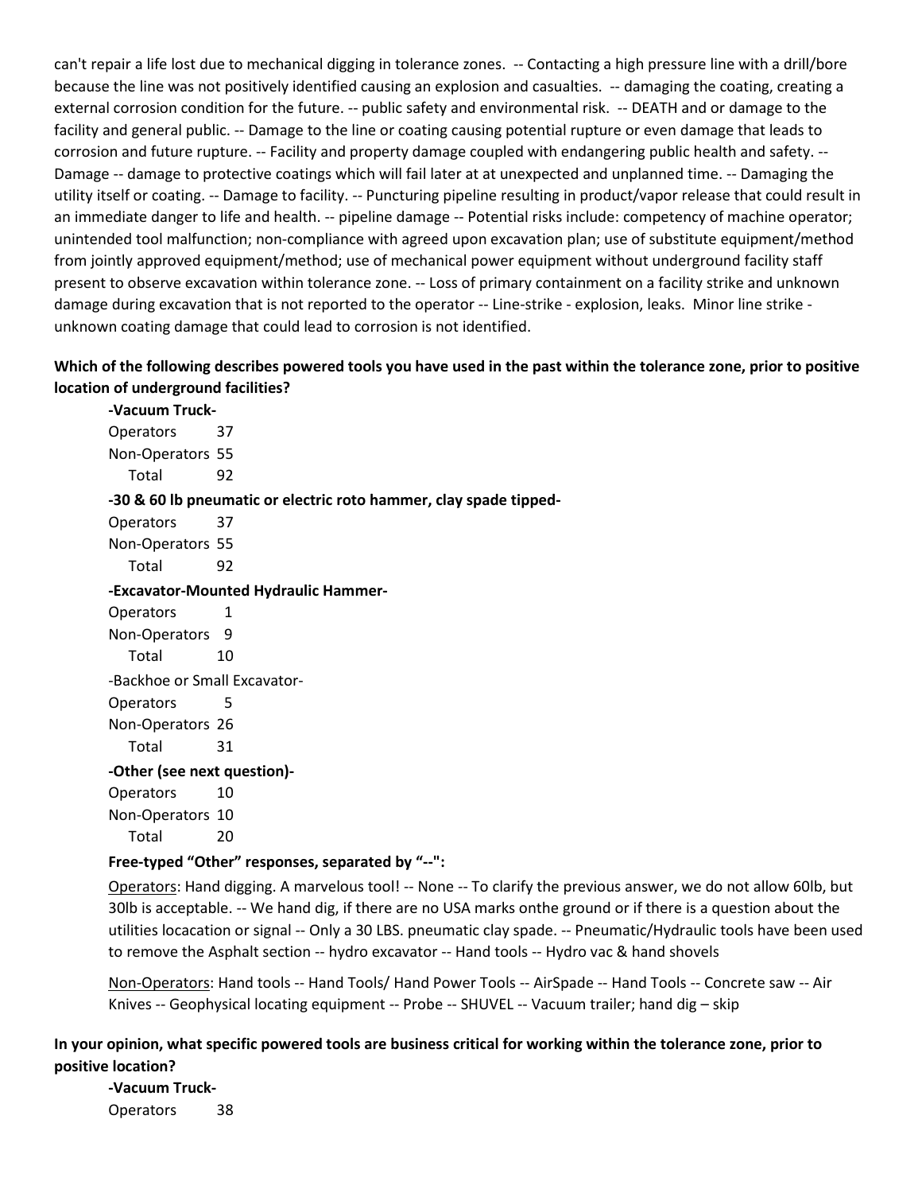can't repair a life lost due to mechanical digging in tolerance zones. -- Contacting a high pressure line with a drill/bore because the line was not positively identified causing an explosion and casualties. -- damaging the coating, creating a external corrosion condition for the future. -- public safety and environmental risk. -- DEATH and or damage to the facility and general public. -- Damage to the line or coating causing potential rupture or even damage that leads to corrosion and future rupture. -- Facility and property damage coupled with endangering public health and safety. -- Damage -- damage to protective coatings which will fail later at at unexpected and unplanned time. -- Damaging the utility itself or coating. -- Damage to facility. -- Puncturing pipeline resulting in product/vapor release that could result in an immediate danger to life and health. -- pipeline damage -- Potential risks include: competency of machine operator; unintended tool malfunction; non-compliance with agreed upon excavation plan; use of substitute equipment/method from jointly approved equipment/method; use of mechanical power equipment without underground facility staff present to observe excavation within tolerance zone. -- Loss of primary containment on a facility strike and unknown damage during excavation that is not reported to the operator -- Line-strike - explosion, leaks. Minor line strike - unknown coating damage that could lead to corrosion is not identified.

**Which of the following describes powered tools you have used in the past within the tolerance zone, prior to positive location of underground facilities?**

**-Vacuum Truck-**

| | |
|---|---|
| Operators | 37 |
| Non-Operators | 55 |
| Total | 92 |

**-30 & 60 lb pneumatic or electric roto hammer, clay spade tipped-**

| | |
|---|---|
| Operators | 37 |
| Non-Operators | 55 |
| Total | 92 |

**-Excavator-Mounted Hydraulic Hammer-**

| | |
|---|---|
| Operators | 1 |
| Non-Operators | 9 |
| Total | 10 |

-Backhoe or Small Excavator-

| | |
|---|---|
| Operators | 5 |
| Non-Operators | 26 |
| Total | 31 |

**-Other (see next question)-**

| | |
|---|---|
| Operators | 10 |
| Non-Operators | 10 |
| Total | 20 |

**Free-typed "Other" responses, separated by "--":**

Operators: Hand digging. A marvelous tool! -- None -- To clarify the previous answer, we do not allow 60lb, but 30lb is acceptable. -- We hand dig, if there are no USA marks onthe ground or if there is a question about the utilities locacation or signal -- Only a 30 LBS. pneumatic clay spade. -- Pneumatic/Hydraulic tools have been used to remove the Asphalt section -- hydro excavator -- Hand tools -- Hydro vac & hand shovels

Non-Operators: Hand tools -- Hand Tools/ Hand Power Tools -- AirSpade -- Hand Tools -- Concrete saw -- Air Knives -- Geophysical locating equipment -- Probe -- SHUVEL -- Vacuum trailer; hand dig – skip

**In your opinion, what specific powered tools are business critical for working within the tolerance zone, prior to positive location?**

**-Vacuum Truck-**

| | |
|---|---|
| Operators | 38 |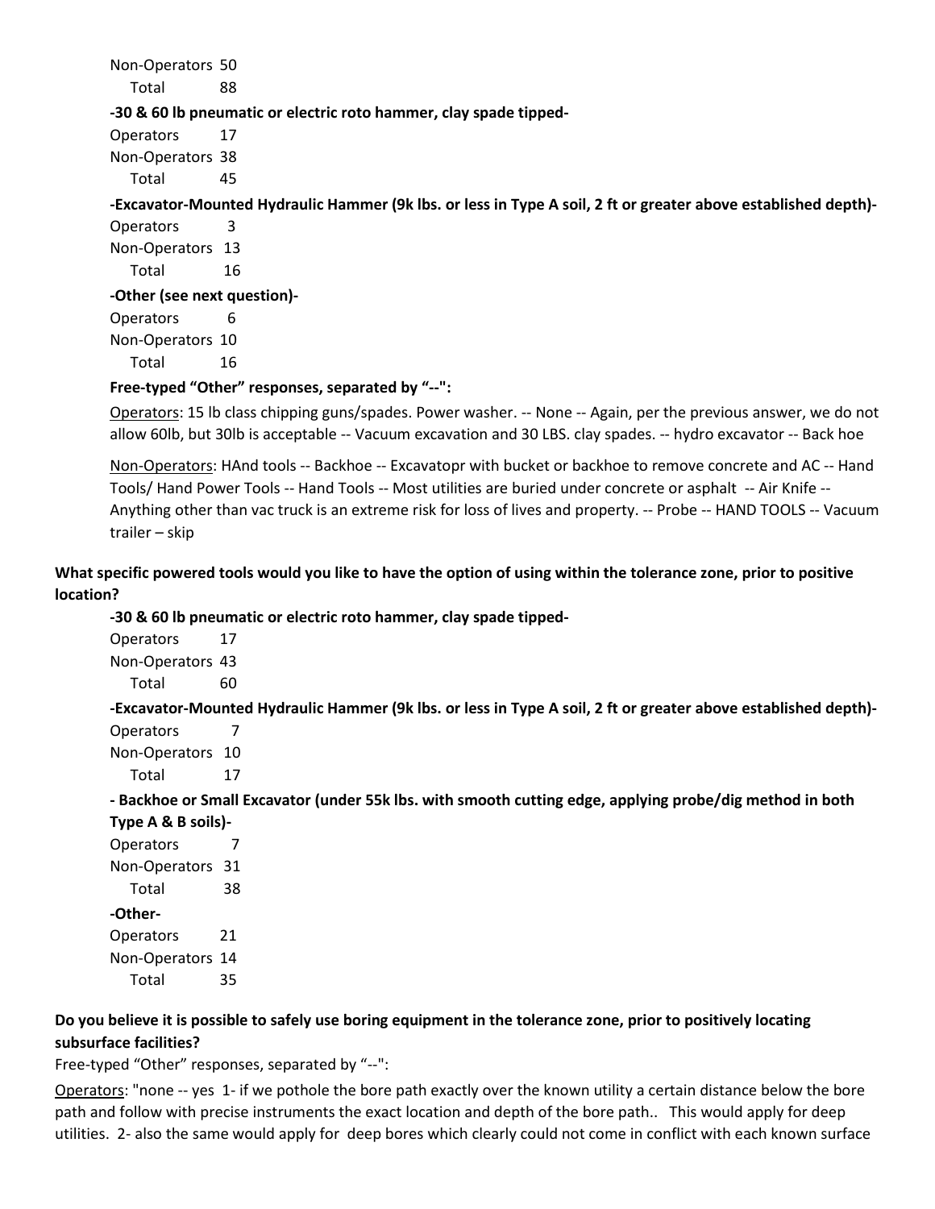Non-Operators 50
Total 88

**-30 & 60 lb pneumatic or electric roto hammer, clay spade tipped-**

Operators 17
Non-Operators 38
Total 45

**-Excavator-Mounted Hydraulic Hammer (9k lbs. or less in Type A soil, 2 ft or greater above established depth)-**

Operators 3
Non-Operators 13
Total 16

**-Other (see next question)-**

Operators 6
Non-Operators 10
Total 16

**Free-typed "Other" responses, separated by "--":**

Operators: 15 lb class chipping guns/spades. Power washer. -- None -- Again, per the previous answer, we do not allow 60lb, but 30lb is acceptable -- Vacuum excavation and 30 LBS. clay spades. -- hydro excavator -- Back hoe

Non-Operators: HAnd tools -- Backhoe -- Excavatopr with bucket or backhoe to remove concrete and AC -- Hand Tools/ Hand Power Tools -- Hand Tools -- Most utilities are buried under concrete or asphalt -- Air Knife -- Anything other than vac truck is an extreme risk for loss of lives and property. -- Probe -- HAND TOOLS -- Vacuum trailer – skip

**What specific powered tools would you like to have the option of using within the tolerance zone, prior to positive location?**

**-30 & 60 lb pneumatic or electric roto hammer, clay spade tipped-**

Operators 17
Non-Operators 43
Total 60

**-Excavator-Mounted Hydraulic Hammer (9k lbs. or less in Type A soil, 2 ft or greater above established depth)-**

Operators 7
Non-Operators 10
Total 17

**- Backhoe or Small Excavator (under 55k lbs. with smooth cutting edge, applying probe/dig method in both Type A & B soils)-**

Operators 7
Non-Operators 31
Total 38

**-Other-**

Operators 21
Non-Operators 14
Total 35

**Do you believe it is possible to safely use boring equipment in the tolerance zone, prior to positively locating subsurface facilities?**

Free-typed "Other" responses, separated by "--":

Operators: "none -- yes 1- if we pothole the bore path exactly over the known utility a certain distance below the bore path and follow with precise instruments the exact location and depth of the bore path.. This would apply for deep utilities. 2- also the same would apply for deep bores which clearly could not come in conflict with each known surface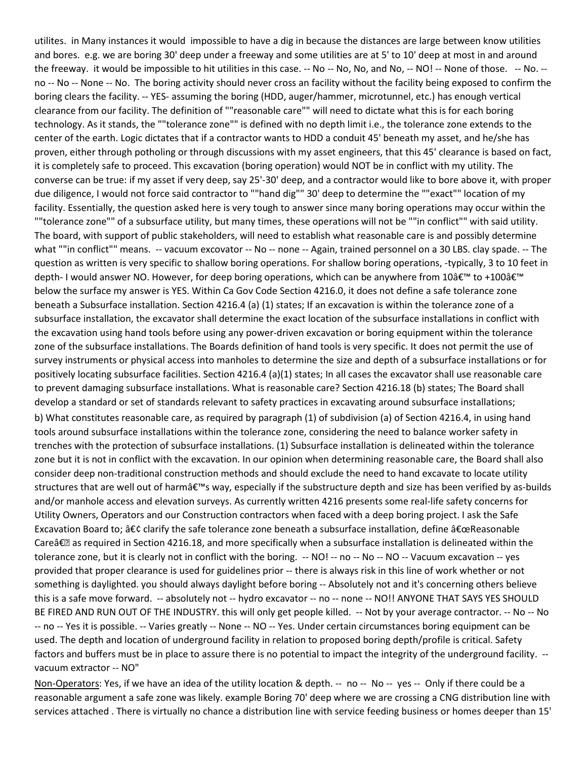utilites. in Many instances it would impossible to have a dig in because the distances are large between know utilities and bores. e.g. we are boring 30' deep under a freeway and some utilities are at 5' to 10' deep at most in and around the freeway. it would be impossible to hit utilities in this case. -- No -- No, No, and No, -- NO! -- None of those. -- No. -- no -- No -- None -- No. The boring activity should never cross an facility without the facility being exposed to confirm the boring clears the facility. -- YES- assuming the boring (HDD, auger/hammer, microtunnel, etc.) has enough vertical clearance from our facility. The definition of ""reasonable care"" will need to dictate what this is for each boring technology. As it stands, the ""tolerance zone"" is defined with no depth limit i.e., the tolerance zone extends to the center of the earth. Logic dictates that if a contractor wants to HDD a conduit 45' beneath my asset, and he/she has proven, either through potholing or through discussions with my asset engineers, that this 45' clearance is based on fact, it is completely safe to proceed. This excavation (boring operation) would NOT be in conflict with my utility. The converse can be true: if my asset if very deep, say 25'-30' deep, and a contractor would like to bore above it, with proper due diligence, I would not force said contractor to ""hand dig"" 30' deep to determine the ""exact"" location of my facility. Essentially, the question asked here is very tough to answer since many boring operations may occur within the ""tolerance zone"" of a subsurface utility, but many times, these operations will not be ""in conflict"" with said utility. The board, with support of public stakeholders, will need to establish what reasonable care is and possibly determine what ""in conflict"" means. -- vacuum excovator -- No -- none -- Again, trained personnel on a 30 LBS. clay spade. -- The question as written is very specific to shallow boring operations. For shallow boring operations, -typically, 3 to 10 feet in depth- I would answer NO. However, for deep boring operations, which can be anywhere from 10â€™ to +100â€™ below the surface my answer is YES. Within Ca Gov Code Section 4216.0, it does not define a safe tolerance zone beneath a Subsurface installation. Section 4216.4 (a) (1) states; If an excavation is within the tolerance zone of a subsurface installation, the excavator shall determine the exact location of the subsurface installations in conflict with the excavation using hand tools before using any power-driven excavation or boring equipment within the tolerance zone of the subsurface installations. The Boards definition of hand tools is very specific. It does not permit the use of survey instruments or physical access into manholes to determine the size and depth of a subsurface installations or for positively locating subsurface facilities. Section 4216.4 (a)(1) states; In all cases the excavator shall use reasonable care to prevent damaging subsurface installations. What is reasonable care? Section 4216.18 (b) states; The Board shall develop a standard or set of standards relevant to safety practices in excavating around subsurface installations;

b) What constitutes reasonable care, as required by paragraph (1) of subdivision (a) of Section 4216.4, in using hand tools around subsurface installations within the tolerance zone, considering the need to balance worker safety in trenches with the protection of subsurface installations. (1) Subsurface installation is delineated within the tolerance zone but it is not in conflict with the excavation. In our opinion when determining reasonable care, the Board shall also consider deep non-traditional construction methods and should exclude the need to hand excavate to locate utility structures that are well out of harmâ€™s way, especially if the substructure depth and size has been verified by as-builds and/or manhole access and elevation surveys. As currently written 4216 presents some real-life safety concerns for Utility Owners, Operators and our Construction contractors when faced with a deep boring project. I ask the Safe Excavation Board to; â€¢ clarify the safe tolerance zone beneath a subsurface installation, define â€œReasonable Careâ€ as required in Section 4216.18, and more specifically when a subsurface installation is delineated within the tolerance zone, but it is clearly not in conflict with the boring. -- NO! -- no -- No -- NO -- Vacuum excavation -- yes provided that proper clearance is used for guidelines prior -- there is always risk in this line of work whether or not something is daylighted. you should always daylight before boring -- Absolutely not and it's concerning others believe this is a safe move forward. -- absolutely not -- hydro excavator -- no -- none -- NO!! ANYONE THAT SAYS YES SHOULD BE FIRED AND RUN OUT OF THE INDUSTRY. this will only get people killed. -- Not by your average contractor. -- No -- No -- no -- Yes it is possible. -- Varies greatly -- None -- NO -- Yes. Under certain circumstances boring equipment can be used. The depth and location of underground facility in relation to proposed boring depth/profile is critical. Safety factors and buffers must be in place to assure there is no potential to impact the integrity of the underground facility. -- vacuum extractor -- NO"

Non-Operators: Yes, if we have an idea of the utility location & depth. -- no -- No -- yes -- Only if there could be a reasonable argument a safe zone was likely. example Boring 70' deep where we are crossing a CNG distribution line with services attached . There is virtually no chance a distribution line with service feeding business or homes deeper than 15'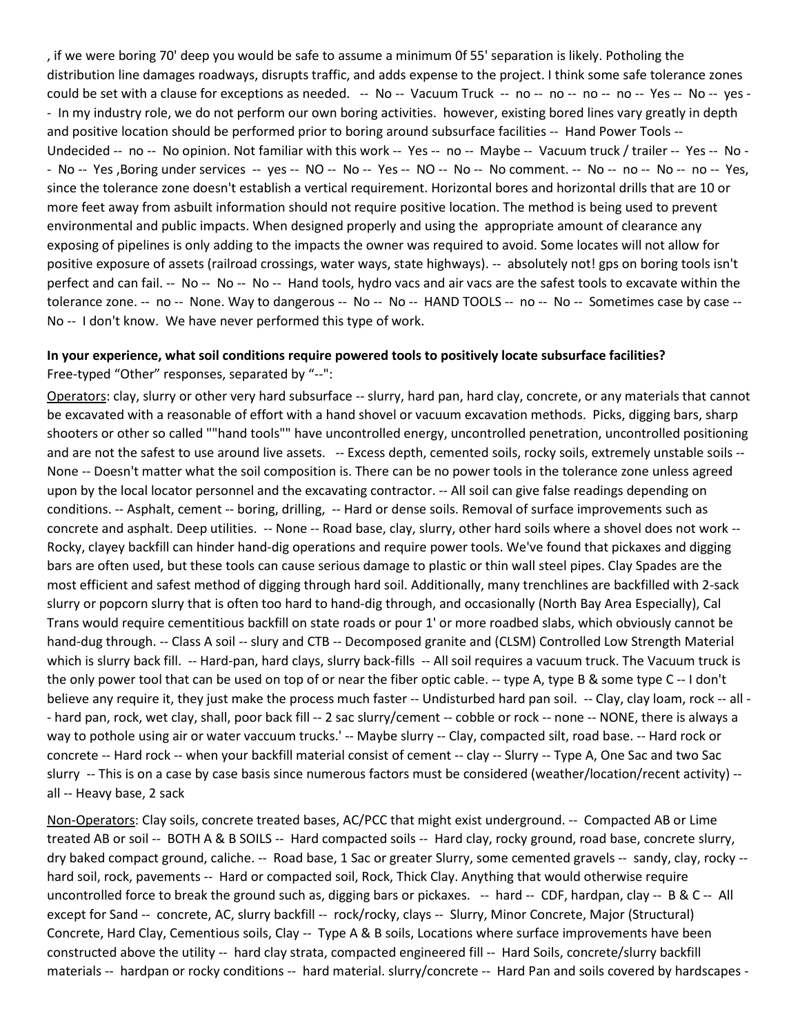, if we were boring 70' deep you would be safe to assume a minimum 0f 55' separation is likely. Potholing the distribution line damages roadways, disrupts traffic, and adds expense to the project. I think some safe tolerance zones could be set with a clause for exceptions as needed. -- No -- Vacuum Truck -- no -- no -- no -- no -- Yes -- No -- yes -- In my industry role, we do not perform our own boring activities. however, existing bored lines vary greatly in depth and positive location should be performed prior to boring around subsurface facilities -- Hand Power Tools -- Undecided -- no -- No opinion. Not familiar with this work -- Yes -- no -- Maybe -- Vacuum truck / trailer -- Yes -- No -- No -- Yes ,Boring under services -- yes -- NO -- No -- Yes -- NO -- No -- No comment. -- No -- no -- No -- no -- Yes, since the tolerance zone doesn't establish a vertical requirement. Horizontal bores and horizontal drills that are 10 or more feet away from asbuilt information should not require positive location. The method is being used to prevent environmental and public impacts. When designed properly and using the appropriate amount of clearance any exposing of pipelines is only adding to the impacts the owner was required to avoid. Some locates will not allow for positive exposure of assets (railroad crossings, water ways, state highways). -- absolutely not! gps on boring tools isn't perfect and can fail. -- No -- No -- No -- Hand tools, hydro vacs and air vacs are the safest tools to excavate within the tolerance zone. -- no -- None. Way to dangerous -- No -- No -- HAND TOOLS -- no -- No -- Sometimes case by case -- No -- I don't know. We have never performed this type of work.

**In your experience, what soil conditions require powered tools to positively locate subsurface facilities?**
Free-typed "Other" responses, separated by "--":

Operators: clay, slurry or other very hard subsurface -- slurry, hard pan, hard clay, concrete, or any materials that cannot be excavated with a reasonable of effort with a hand shovel or vacuum excavation methods. Picks, digging bars, sharp shooters or other so called ""hand tools"" have uncontrolled energy, uncontrolled penetration, uncontrolled positioning and are not the safest to use around live assets. -- Excess depth, cemented soils, rocky soils, extremely unstable soils -- None -- Doesn't matter what the soil composition is. There can be no power tools in the tolerance zone unless agreed upon by the local locator personnel and the excavating contractor. -- All soil can give false readings depending on conditions. -- Asphalt, cement -- boring, drilling, -- Hard or dense soils. Removal of surface improvements such as concrete and asphalt. Deep utilities. -- None -- Road base, clay, slurry, other hard soils where a shovel does not work -- Rocky, clayey backfill can hinder hand-dig operations and require power tools. We've found that pickaxes and digging bars are often used, but these tools can cause serious damage to plastic or thin wall steel pipes. Clay Spades are the most efficient and safest method of digging through hard soil. Additionally, many trenchlines are backfilled with 2-sack slurry or popcorn slurry that is often too hard to hand-dig through, and occasionally (North Bay Area Especially), Cal Trans would require cementitious backfill on state roads or pour 1' or more roadbed slabs, which obviously cannot be hand-dug through. -- Class A soil -- slurry and CTB -- Decomposed granite and (CLSM) Controlled Low Strength Material which is slurry back fill. -- Hard-pan, hard clays, slurry back-fills -- All soil requires a vacuum truck. The Vacuum truck is the only power tool that can be used on top of or near the fiber optic cable. -- type A, type B & some type C -- I don't believe any require it, they just make the process much faster -- Undisturbed hard pan soil. -- Clay, clay loam, rock -- all -- hard pan, rock, wet clay, shall, poor back fill -- 2 sac slurry/cement -- cobble or rock -- none -- NONE, there is always a way to pothole using air or water vaccuum trucks.' -- Maybe slurry -- Clay, compacted silt, road base. -- Hard rock or concrete -- Hard rock -- when your backfill material consist of cement -- clay -- Slurry -- Type A, One Sac and two Sac slurry -- This is on a case by case basis since numerous factors must be considered (weather/location/recent activity) -- all -- Heavy base, 2 sack

Non-Operators: Clay soils, concrete treated bases, AC/PCC that might exist underground. -- Compacted AB or Lime treated AB or soil -- BOTH A & B SOILS -- Hard compacted soils -- Hard clay, rocky ground, road base, concrete slurry, dry baked compact ground, caliche. -- Road base, 1 Sac or greater Slurry, some cemented gravels -- sandy, clay, rocky -- hard soil, rock, pavements -- Hard or compacted soil, Rock, Thick Clay. Anything that would otherwise require uncontrolled force to break the ground such as, digging bars or pickaxes. -- hard -- CDF, hardpan, clay -- B & C -- All except for Sand -- concrete, AC, slurry backfill -- rock/rocky, clays -- Slurry, Minor Concrete, Major (Structural) Concrete, Hard Clay, Cementious soils, Clay -- Type A & B soils, Locations where surface improvements have been constructed above the utility -- hard clay strata, compacted engineered fill -- Hard Soils, concrete/slurry backfill materials -- hardpan or rocky conditions -- hard material. slurry/concrete -- Hard Pan and soils covered by hardscapes -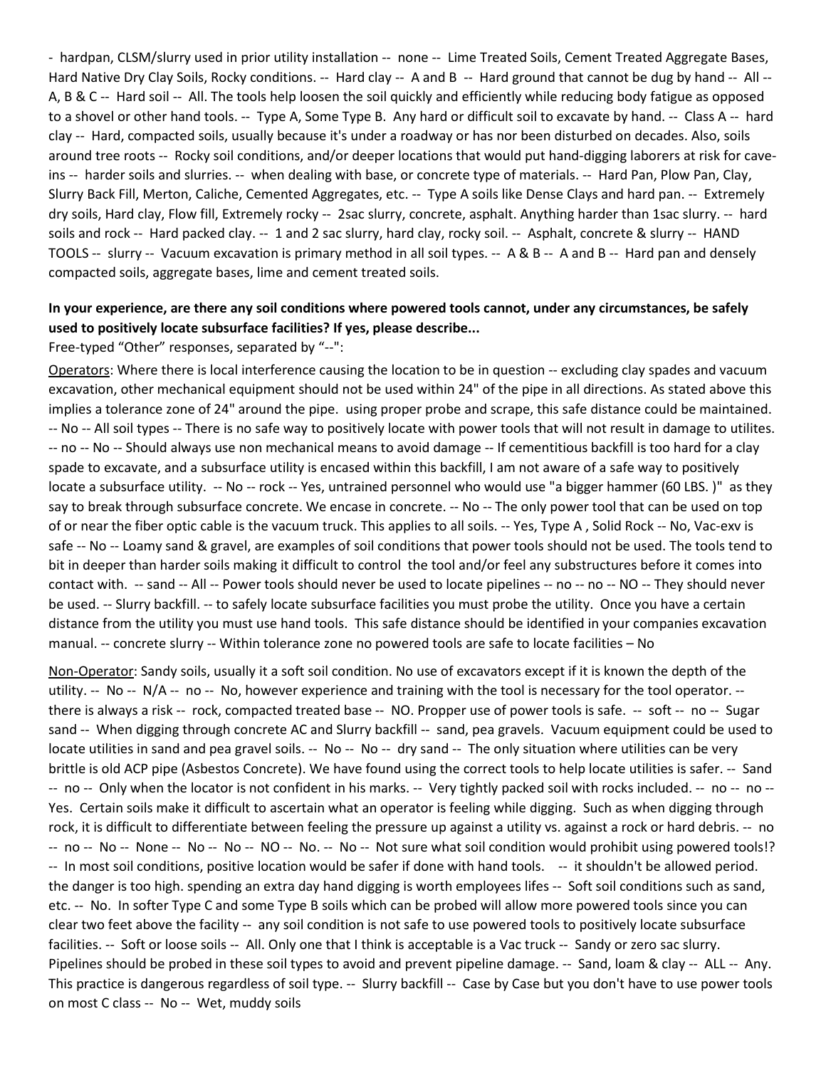- hardpan, CLSM/slurry used in prior utility installation -- none -- Lime Treated Soils, Cement Treated Aggregate Bases, Hard Native Dry Clay Soils, Rocky conditions. -- Hard clay -- A and B -- Hard ground that cannot be dug by hand -- All -- A, B & C -- Hard soil -- All. The tools help loosen the soil quickly and efficiently while reducing body fatigue as opposed to a shovel or other hand tools. -- Type A, Some Type B. Any hard or difficult soil to excavate by hand. -- Class A -- hard clay -- Hard, compacted soils, usually because it's under a roadway or has nor been disturbed on decades. Also, soils around tree roots -- Rocky soil conditions, and/or deeper locations that would put hand-digging laborers at risk for cave-ins -- harder soils and slurries. -- when dealing with base, or concrete type of materials. -- Hard Pan, Plow Pan, Clay, Slurry Back Fill, Merton, Caliche, Cemented Aggregates, etc. -- Type A soils like Dense Clays and hard pan. -- Extremely dry soils, Hard clay, Flow fill, Extremely rocky -- 2sac slurry, concrete, asphalt. Anything harder than 1sac slurry. -- hard soils and rock -- Hard packed clay. -- 1 and 2 sac slurry, hard clay, rocky soil. -- Asphalt, concrete & slurry -- HAND TOOLS -- slurry -- Vacuum excavation is primary method in all soil types. -- A & B -- A and B -- Hard pan and densely compacted soils, aggregate bases, lime and cement treated soils.

**In your experience, are there any soil conditions where powered tools cannot, under any circumstances, be safely used to positively locate subsurface facilities? If yes, please describe...**

Free-typed "Other" responses, separated by "--":

<u>Operators</u>: Where there is local interference causing the location to be in question -- excluding clay spades and vacuum excavation, other mechanical equipment should not be used within 24" of the pipe in all directions. As stated above this implies a tolerance zone of 24" around the pipe. using proper probe and scrape, this safe distance could be maintained. -- No -- All soil types -- There is no safe way to positively locate with power tools that will not result in damage to utilites. -- no -- No -- Should always use non mechanical means to avoid damage -- If cementitious backfill is too hard for a clay spade to excavate, and a subsurface utility is encased within this backfill, I am not aware of a safe way to positively locate a subsurface utility. -- No -- rock -- Yes, untrained personnel who would use "a bigger hammer (60 LBS. )" as they say to break through subsurface concrete. We encase in concrete. -- No -- The only power tool that can be used on top of or near the fiber optic cable is the vacuum truck. This applies to all soils. -- Yes, Type A , Solid Rock -- No, Vac-exv is safe -- No -- Loamy sand & gravel, are examples of soil conditions that power tools should not be used. The tools tend to bit in deeper than harder soils making it difficult to control the tool and/or feel any substructures before it comes into contact with. -- sand -- All -- Power tools should never be used to locate pipelines -- no -- no -- NO -- They should never be used. -- Slurry backfill. -- to safely locate subsurface facilities you must probe the utility. Once you have a certain distance from the utility you must use hand tools. This safe distance should be identified in your companies excavation manual. -- concrete slurry -- Within tolerance zone no powered tools are safe to locate facilities – No

<u>Non-Operator</u>: Sandy soils, usually it a soft soil condition. No use of excavators except if it is known the depth of the utility. -- No -- N/A -- no -- No, however experience and training with the tool is necessary for the tool operator. -- there is always a risk -- rock, compacted treated base -- NO. Propper use of power tools is safe. -- soft -- no -- Sugar sand -- When digging through concrete AC and Slurry backfill -- sand, pea gravels. Vacuum equipment could be used to locate utilities in sand and pea gravel soils. -- No -- No -- dry sand -- The only situation where utilities can be very brittle is old ACP pipe (Asbestos Concrete). We have found using the correct tools to help locate utilities is safer. -- Sand -- no -- Only when the locator is not confident in his marks. -- Very tightly packed soil with rocks included. -- no -- no -- Yes. Certain soils make it difficult to ascertain what an operator is feeling while digging. Such as when digging through rock, it is difficult to differentiate between feeling the pressure up against a utility vs. against a rock or hard debris. -- no -- no -- No -- None -- No -- No -- NO -- No. -- No -- Not sure what soil condition would prohibit using powered tools!? -- In most soil conditions, positive location would be safer if done with hand tools. -- it shouldn't be allowed period. the danger is too high. spending an extra day hand digging is worth employees lifes -- Soft soil conditions such as sand, etc. -- No. In softer Type C and some Type B soils which can be probed will allow more powered tools since you can clear two feet above the facility -- any soil condition is not safe to use powered tools to positively locate subsurface facilities. -- Soft or loose soils -- All. Only one that I think is acceptable is a Vac truck -- Sandy or zero sac slurry. Pipelines should be probed in these soil types to avoid and prevent pipeline damage. -- Sand, loam & clay -- ALL -- Any. This practice is dangerous regardless of soil type. -- Slurry backfill -- Case by Case but you don't have to use power tools on most C class -- No -- Wet, muddy soils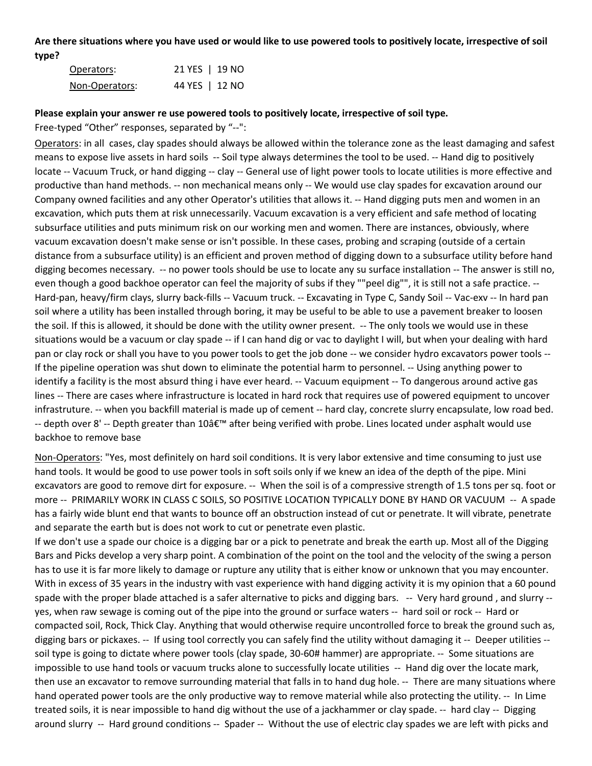**Are there situations where you have used or would like to use powered tools to positively locate, irrespective of soil type?**

| | |
|---|---|
| Operators: | 21 YES \| 19 NO |
| Non-Operators: | 44 YES \| 12 NO |

**Please explain your answer re use powered tools to positively locate, irrespective of soil type.**

Free-typed "Other" responses, separated by "--":

Operators: in all cases, clay spades should always be allowed within the tolerance zone as the least damaging and safest means to expose live assets in hard soils -- Soil type always determines the tool to be used. -- Hand dig to positively locate -- Vacuum Truck, or hand digging -- clay -- General use of light power tools to locate utilities is more effective and productive than hand methods. -- non mechanical means only -- We would use clay spades for excavation around our Company owned facilities and any other Operator's utilities that allows it. -- Hand digging puts men and women in an excavation, which puts them at risk unnecessarily. Vacuum excavation is a very efficient and safe method of locating subsurface utilities and puts minimum risk on our working men and women. There are instances, obviously, where vacuum excavation doesn't make sense or isn't possible. In these cases, probing and scraping (outside of a certain distance from a subsurface utility) is an efficient and proven method of digging down to a subsurface utility before hand digging becomes necessary. -- no power tools should be use to locate any su surface installation -- The answer is still no, even though a good backhoe operator can feel the majority of subs if they ""peel dig"", it is still not a safe practice. -- Hard-pan, heavy/firm clays, slurry back-fills -- Vacuum truck. -- Excavating in Type C, Sandy Soil -- Vac-exv -- In hard pan soil where a utility has been installed through boring, it may be useful to be able to use a pavement breaker to loosen the soil. If this is allowed, it should be done with the utility owner present. -- The only tools we would use in these situations would be a vacuum or clay spade -- if I can hand dig or vac to daylight I will, but when your dealing with hard pan or clay rock or shall you have to you power tools to get the job done -- we consider hydro excavators power tools -- If the pipeline operation was shut down to eliminate the potential harm to personnel. -- Using anything power to identify a facility is the most absurd thing i have ever heard. -- Vacuum equipment -- To dangerous around active gas lines -- There are cases where infrastructure is located in hard rock that requires use of powered equipment to uncover infrastruture. -- when you backfill material is made up of cement -- hard clay, concrete slurry encapsulate, low road bed. -- depth over 8' -- Depth greater than 10â€™ after being verified with probe. Lines located under asphalt would use backhoe to remove base

Non-Operators: "Yes, most definitely on hard soil conditions. It is very labor extensive and time consuming to just use hand tools. It would be good to use power tools in soft soils only if we knew an idea of the depth of the pipe. Mini excavators are good to remove dirt for exposure. -- When the soil is of a compressive strength of 1.5 tons per sq. foot or more -- PRIMARILY WORK IN CLASS C SOILS, SO POSITIVE LOCATION TYPICALLY DONE BY HAND OR VACUUM -- A spade has a fairly wide blunt end that wants to bounce off an obstruction instead of cut or penetrate. It will vibrate, penetrate and separate the earth but is does not work to cut or penetrate even plastic.

If we don't use a spade our choice is a digging bar or a pick to penetrate and break the earth up. Most all of the Digging Bars and Picks develop a very sharp point. A combination of the point on the tool and the velocity of the swing a person has to use it it is far more likely to damage or rupture any utility that is either know or unknown that you may encounter. With in excess of 35 years in the industry with vast experience with hand digging activity it is my opinion that a 60 pound spade with the proper blade attached is a safer alternative to picks and digging bars. -- Very hard ground , and slurry -- yes, when raw sewage is coming out of the pipe into the ground or surface waters -- hard soil or rock -- Hard or compacted soil, Rock, Thick Clay. Anything that would otherwise require uncontrolled force to break the ground such as, digging bars or pickaxes. -- If using tool correctly you can safely find the utility without damaging it -- Deeper utilities -- soil type is going to dictate where power tools (clay spade, 30-60# hammer) are appropriate. -- Some situations are impossible to use hand tools or vacuum trucks alone to successfully locate utilities -- Hand dig over the locate mark, then use an excavator to remove surrounding material that falls in to hand dug hole. -- There are many situations where hand operated power tools are the only productive way to remove material while also protecting the utility. -- In Lime treated soils, it is near impossible to hand dig without the use of a jackhammer or clay spade. -- hard clay -- Digging around slurry -- Hard ground conditions -- Spader -- Without the use of electric clay spades we are left with picks and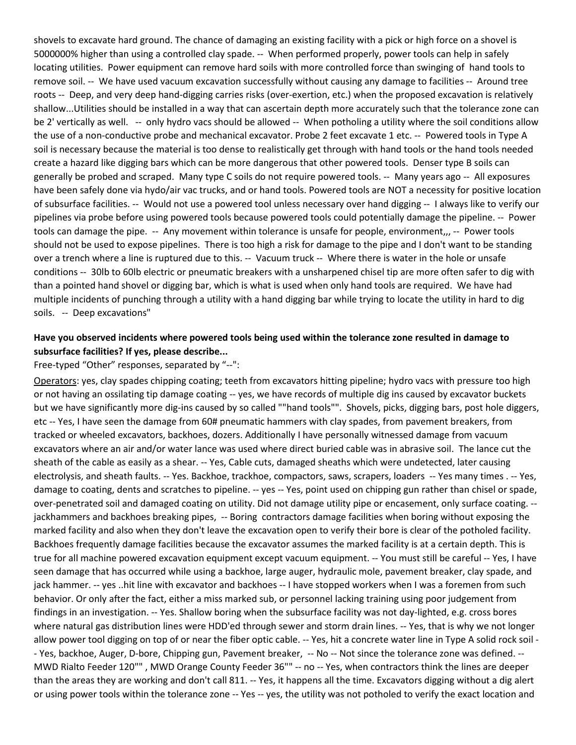shovels to excavate hard ground. The chance of damaging an existing facility with a pick or high force on a shovel is 5000000% higher than using a controlled clay spade. -- When performed properly, power tools can help in safely locating utilities. Power equipment can remove hard soils with more controlled force than swinging of hand tools to remove soil. -- We have used vacuum excavation successfully without causing any damage to facilities -- Around tree roots -- Deep, and very deep hand-digging carries risks (over-exertion, etc.) when the proposed excavation is relatively shallow...Utilities should be installed in a way that can ascertain depth more accurately such that the tolerance zone can be 2' vertically as well. -- only hydro vacs should be allowed -- When potholing a utility where the soil conditions allow the use of a non-conductive probe and mechanical excavator. Probe 2 feet excavate 1 etc. -- Powered tools in Type A soil is necessary because the material is too dense to realistically get through with hand tools or the hand tools needed create a hazard like digging bars which can be more dangerous that other powered tools. Denser type B soils can generally be probed and scraped. Many type C soils do not require powered tools. -- Many years ago -- All exposures have been safely done via hydo/air vac trucks, and or hand tools. Powered tools are NOT a necessity for positive location of subsurface facilities. -- Would not use a powered tool unless necessary over hand digging -- I always like to verify our pipelines via probe before using powered tools because powered tools could potentially damage the pipeline. -- Power tools can damage the pipe. -- Any movement within tolerance is unsafe for people, environment,,, -- Power tools should not be used to expose pipelines. There is too high a risk for damage to the pipe and I don't want to be standing over a trench where a line is ruptured due to this. -- Vacuum truck -- Where there is water in the hole or unsafe conditions -- 30lb to 60lb electric or pneumatic breakers with a unsharpened chisel tip are more often safer to dig with than a pointed hand shovel or digging bar, which is what is used when only hand tools are required. We have had multiple incidents of punching through a utility with a hand digging bar while trying to locate the utility in hard to dig soils. -- Deep excavations"

**Have you observed incidents where powered tools being used within the tolerance zone resulted in damage to subsurface facilities? If yes, please describe...**

Free-typed "Other" responses, separated by "--":

<u>Operators</u>: yes, clay spades chipping coating; teeth from excavators hitting pipeline; hydro vacs with pressure too high or not having an ossilating tip damage coating -- yes, we have records of multiple dig ins caused by excavator buckets but we have significantly more dig-ins caused by so called ""hand tools"". Shovels, picks, digging bars, post hole diggers, etc -- Yes, I have seen the damage from 60# pneumatic hammers with clay spades, from pavement breakers, from tracked or wheeled excavators, backhoes, dozers. Additionally I have personally witnessed damage from vacuum excavators where an air and/or water lance was used where direct buried cable was in abrasive soil. The lance cut the sheath of the cable as easily as a shear. -- Yes, Cable cuts, damaged sheaths which were undetected, later causing electrolysis, and sheath faults. -- Yes. Backhoe, trackhoe, compactors, saws, scrapers, loaders -- Yes many times . -- Yes, damage to coating, dents and scratches to pipeline. -- yes -- Yes, point used on chipping gun rather than chisel or spade, over-penetrated soil and damaged coating on utility. Did not damage utility pipe or encasement, only surface coating. -- jackhammers and backhoes breaking pipes, -- Boring contractors damage facilities when boring without exposing the marked facility and also when they don't leave the excavation open to verify their bore is clear of the potholed facility. Backhoes frequently damage facilities because the excavator assumes the marked facility is at a certain depth. This is true for all machine powered excavation equipment except vacuum equipment. -- You must still be careful -- Yes, I have seen damage that has occurred while using a backhoe, large auger, hydraulic mole, pavement breaker, clay spade, and jack hammer. -- yes ..hit line with excavator and backhoes -- I have stopped workers when I was a foremen from such behavior. Or only after the fact, either a miss marked sub, or personnel lacking training using poor judgement from findings in an investigation. -- Yes. Shallow boring when the subsurface facility was not day-lighted, e.g. cross bores where natural gas distribution lines were HDD'ed through sewer and storm drain lines. -- Yes, that is why we not longer allow power tool digging on top of or near the fiber optic cable. -- Yes, hit a concrete water line in Type A solid rock soil -- Yes, backhoe, Auger, D-bore, Chipping gun, Pavement breaker, -- No -- Not since the tolerance zone was defined. -- MWD Rialto Feeder 120"" , MWD Orange County Feeder 36"" -- no -- Yes, when contractors think the lines are deeper than the areas they are working and don't call 811. -- Yes, it happens all the time. Excavators digging without a dig alert or using power tools within the tolerance zone -- Yes -- yes, the utility was not potholed to verify the exact location and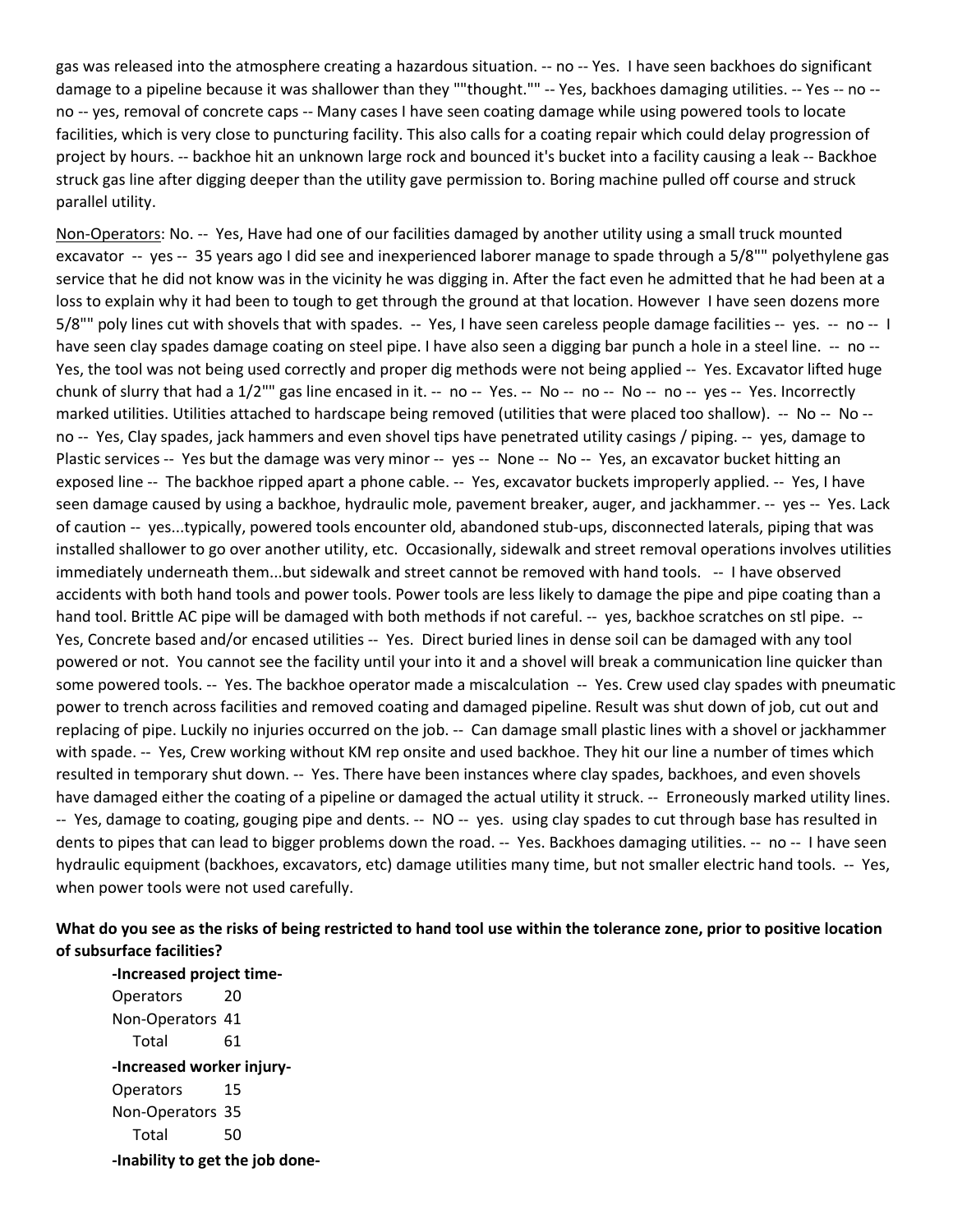gas was released into the atmosphere creating a hazardous situation. -- no -- Yes. I have seen backhoes do significant damage to a pipeline because it was shallower than they ""thought."" -- Yes, backhoes damaging utilities. -- Yes -- no -- no -- yes, removal of concrete caps -- Many cases I have seen coating damage while using powered tools to locate facilities, which is very close to puncturing facility. This also calls for a coating repair which could delay progression of project by hours. -- backhoe hit an unknown large rock and bounced it's bucket into a facility causing a leak -- Backhoe struck gas line after digging deeper than the utility gave permission to. Boring machine pulled off course and struck parallel utility.

Non-Operators: No. -- Yes, Have had one of our facilities damaged by another utility using a small truck mounted excavator -- yes -- 35 years ago I did see and inexperienced laborer manage to spade through a 5/8"" polyethylene gas service that he did not know was in the vicinity he was digging in. After the fact even he admitted that he had been at a loss to explain why it had been to tough to get through the ground at that location. However I have seen dozens more 5/8"" poly lines cut with shovels that with spades. -- Yes, I have seen careless people damage facilities -- yes. -- no -- I have seen clay spades damage coating on steel pipe. I have also seen a digging bar punch a hole in a steel line. -- no -- Yes, the tool was not being used correctly and proper dig methods were not being applied -- Yes. Excavator lifted huge chunk of slurry that had a 1/2"" gas line encased in it. -- no -- Yes. -- No -- no -- No -- no -- yes -- Yes. Incorrectly marked utilities. Utilities attached to hardscape being removed (utilities that were placed too shallow). -- No -- No -- no -- Yes, Clay spades, jack hammers and even shovel tips have penetrated utility casings / piping. -- yes, damage to Plastic services -- Yes but the damage was very minor -- yes -- None -- No -- Yes, an excavator bucket hitting an exposed line -- The backhoe ripped apart a phone cable. -- Yes, excavator buckets improperly applied. -- Yes, I have seen damage caused by using a backhoe, hydraulic mole, pavement breaker, auger, and jackhammer. -- yes -- Yes. Lack of caution -- yes...typically, powered tools encounter old, abandoned stub-ups, disconnected laterals, piping that was installed shallower to go over another utility, etc. Occasionally, sidewalk and street removal operations involves utilities immediately underneath them...but sidewalk and street cannot be removed with hand tools. -- I have observed accidents with both hand tools and power tools. Power tools are less likely to damage the pipe and pipe coating than a hand tool. Brittle AC pipe will be damaged with both methods if not careful. -- yes, backhoe scratches on stl pipe. -- Yes, Concrete based and/or encased utilities -- Yes. Direct buried lines in dense soil can be damaged with any tool powered or not. You cannot see the facility until your into it and a shovel will break a communication line quicker than some powered tools. -- Yes. The backhoe operator made a miscalculation -- Yes. Crew used clay spades with pneumatic power to trench across facilities and removed coating and damaged pipeline. Result was shut down of job, cut out and replacing of pipe. Luckily no injuries occurred on the job. -- Can damage small plastic lines with a shovel or jackhammer with spade. -- Yes, Crew working without KM rep onsite and used backhoe. They hit our line a number of times which resulted in temporary shut down. -- Yes. There have been instances where clay spades, backhoes, and even shovels have damaged either the coating of a pipeline or damaged the actual utility it struck. -- Erroneously marked utility lines. -- Yes, damage to coating, gouging pipe and dents. -- NO -- yes. using clay spades to cut through base has resulted in dents to pipes that can lead to bigger problems down the road. -- Yes. Backhoes damaging utilities. -- no -- I have seen hydraulic equipment (backhoes, excavators, etc) damage utilities many time, but not smaller electric hand tools. -- Yes, when power tools were not used carefully.

**What do you see as the risks of being restricted to hand tool use within the tolerance zone, prior to positive location of subsurface facilities?**

**-Increased project time-**

| | |
|---|---|
| Operators | 20 |
| Non-Operators | 41 |
| Total | 61 |

**-Increased worker injury-**

| | |
|---|---|
| Operators | 15 |
| Non-Operators | 35 |
| Total | 50 |

**-Inability to get the job done-**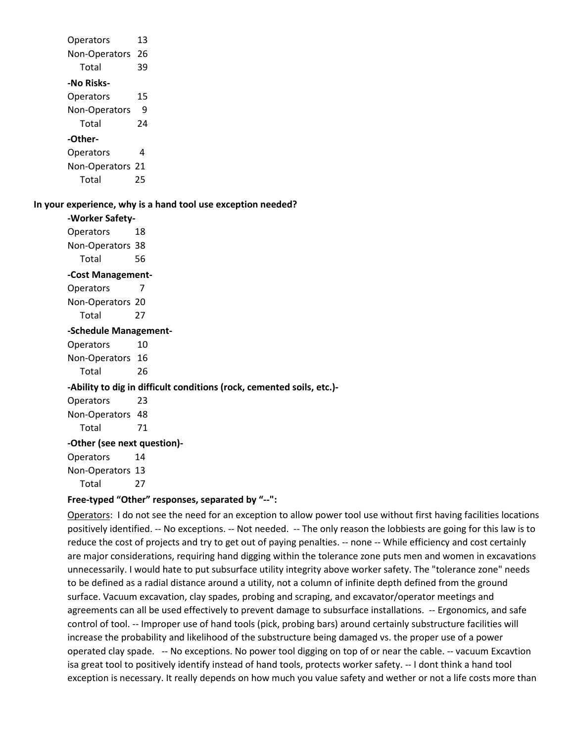Operators 13
Non-Operators 26
Total 39

**-No Risks-**

Operators 15
Non-Operators 9
Total 24

**-Other-**

Operators 4
Non-Operators 21
Total 25

**In your experience, why is a hand tool use exception needed?**

**-Worker Safety-**

Operators 18
Non-Operators 38
Total 56

**-Cost Management-**

Operators 7
Non-Operators 20
Total 27

**-Schedule Management-**

Operators 10
Non-Operators 16
Total 26

**-Ability to dig in difficult conditions (rock, cemented soils, etc.)-**

Operators 23
Non-Operators 48
Total 71

**-Other (see next question)-**

Operators 14
Non-Operators 13
Total 27

**Free-typed "Other" responses, separated by "--":**

Operators: I do not see the need for an exception to allow power tool use without first having facilities locations positively identified. -- No exceptions. -- Not needed. -- The only reason the lobbiests are going for this law is to reduce the cost of projects and try to get out of paying penalties. -- none -- While efficiency and cost certainly are major considerations, requiring hand digging within the tolerance zone puts men and women in excavations unnecessarily. I would hate to put subsurface utility integrity above worker safety. The "tolerance zone" needs to be defined as a radial distance around a utility, not a column of infinite depth defined from the ground surface. Vacuum excavation, clay spades, probing and scraping, and excavator/operator meetings and agreements can all be used effectively to prevent damage to subsurface installations. -- Ergonomics, and safe control of tool. -- Improper use of hand tools (pick, probing bars) around certainly substructure facilities will increase the probability and likelihood of the substructure being damaged vs. the proper use of a power operated clay spade. -- No exceptions. No power tool digging on top of or near the cable. -- vacuum Excavtion isa great tool to positively identify instead of hand tools, protects worker safety. -- I dont think a hand tool exception is necessary. It really depends on how much you value safety and wether or not a life costs more than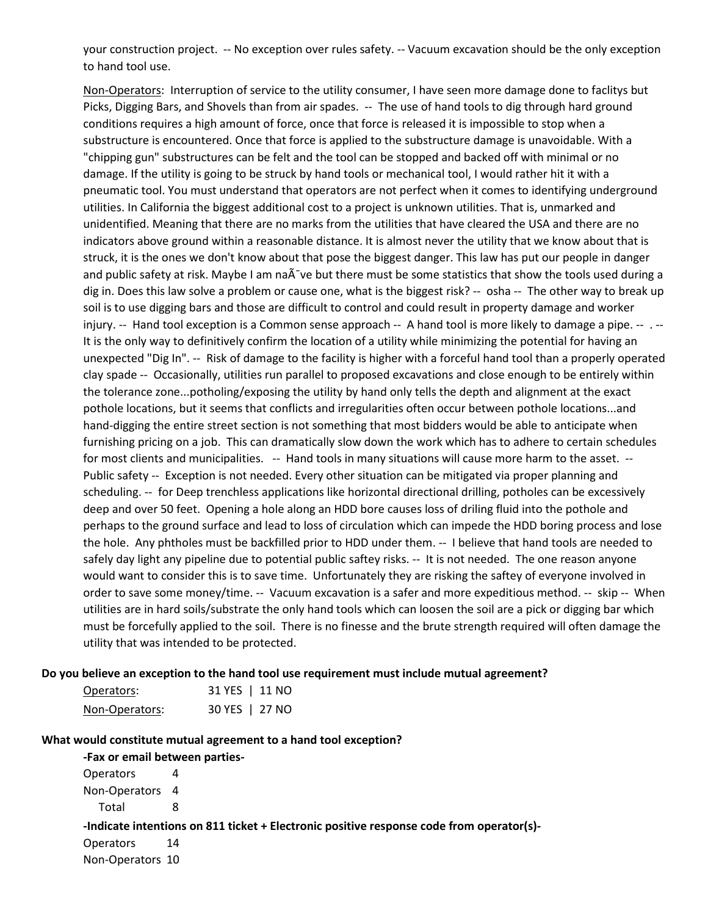your construction project. -- No exception over rules safety. -- Vacuum excavation should be the only exception to hand tool use.

Non-Operators: Interruption of service to the utility consumer, I have seen more damage done to faciltys but Picks, Digging Bars, and Shovels than from air spades. -- The use of hand tools to dig through hard ground conditions requires a high amount of force, once that force is released it is impossible to stop when a substructure is encountered. Once that force is applied to the substructure damage is unavoidable. With a "chipping gun" substructures can be felt and the tool can be stopped and backed off with minimal or no damage. If the utility is going to be struck by hand tools or mechanical tool, I would rather hit it with a pneumatic tool. You must understand that operators are not perfect when it comes to identifying underground utilities. In California the biggest additional cost to a project is unknown utilities. That is, unmarked and unidentified. Meaning that there are no marks from the utilities that have cleared the USA and there are no indicators above ground within a reasonable distance. It is almost never the utility that we know about that is struck, it is the ones we don't know about that pose the biggest danger. This law has put our people in danger and public safety at risk. Maybe I am naÃ¯ve but there must be some statistics that show the tools used during a dig in. Does this law solve a problem or cause one, what is the biggest risk? -- osha -- The other way to break up soil is to use digging bars and those are difficult to control and could result in property damage and worker injury. -- Hand tool exception is a Common sense approach -- A hand tool is more likely to damage a pipe. -- . -- It is the only way to definitively confirm the location of a utility while minimizing the potential for having an unexpected "Dig In". -- Risk of damage to the facility is higher with a forceful hand tool than a properly operated clay spade -- Occasionally, utilities run parallel to proposed excavations and close enough to be entirely within the tolerance zone...potholing/exposing the utility by hand only tells the depth and alignment at the exact pothole locations, but it seems that conflicts and irregularities often occur between pothole locations...and hand-digging the entire street section is not something that most bidders would be able to anticipate when furnishing pricing on a job. This can dramatically slow down the work which has to adhere to certain schedules for most clients and municipalities. -- Hand tools in many situations will cause more harm to the asset. -- Public safety -- Exception is not needed. Every other situation can be mitigated via proper planning and scheduling. -- for Deep trenchless applications like horizontal directional drilling, potholes can be excessively deep and over 50 feet. Opening a hole along an HDD bore causes loss of driling fluid into the pothole and perhaps to the ground surface and lead to loss of circulation which can impede the HDD boring process and lose the hole. Any phtholes must be backfilled prior to HDD under them. -- I believe that hand tools are needed to safely day light any pipeline due to potential public saftey risks. -- It is not needed. The one reason anyone would want to consider this is to save time. Unfortunately they are risking the saftey of everyone involved in order to save some money/time. -- Vacuum excavation is a safer and more expeditious method. -- skip -- When utilities are in hard soils/substrate the only hand tools which can loosen the soil are a pick or digging bar which must be forcefully applied to the soil. There is no finesse and the brute strength required will often damage the utility that was intended to be protected.

**Do you believe an exception to the hand tool use requirement must include mutual agreement?**

Operators: 31 YES | 11 NO

Non-Operators: 30 YES | 27 NO

**What would constitute mutual agreement to a hand tool exception?**

**-Fax or email between parties-**

Operators 4
Non-Operators 4
Total 8

**-Indicate intentions on 811 ticket + Electronic positive response code from operator(s)-**

Operators 14
Non-Operators 10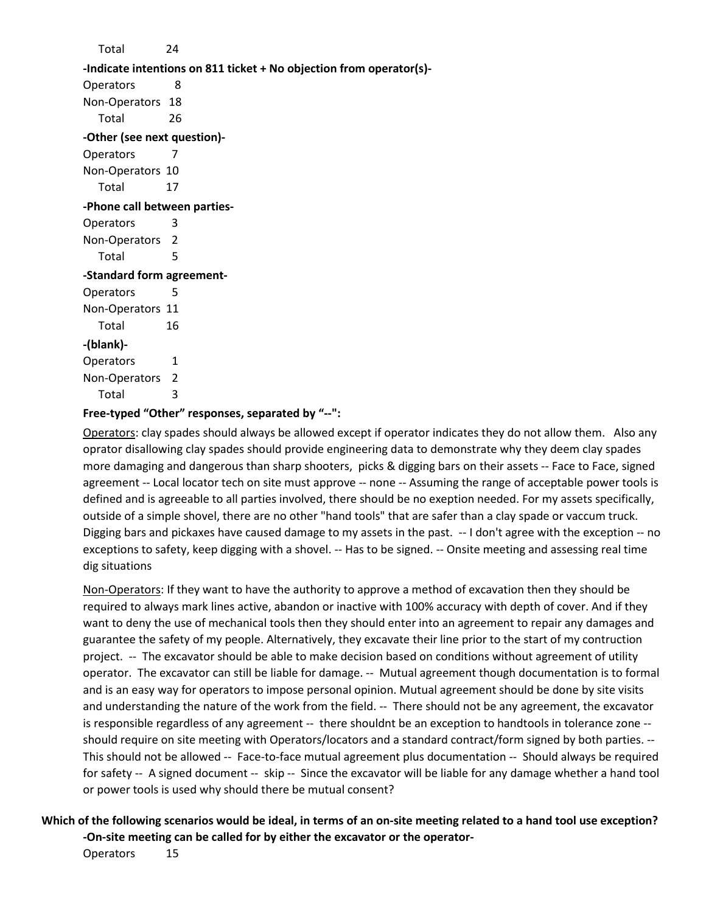Total 24

**-Indicate intentions on 811 ticket + No objection from operator(s)-**

Operators 8
Non-Operators 18
Total 26

**-Other (see next question)-**

Operators 7
Non-Operators 10
Total 17

**-Phone call between parties-**

Operators 3
Non-Operators 2
Total 5

**-Standard form agreement-**

Operators 5
Non-Operators 11
Total 16

**-(blank)-**

Operators 1
Non-Operators 2
Total 3

**Free-typed "Other" responses, separated by "--":**

Operators: clay spades should always be allowed except if operator indicates they do not allow them. Also any oprator disallowing clay spades should provide engineering data to demonstrate why they deem clay spades more damaging and dangerous than sharp shooters, picks & digging bars on their assets -- Face to Face, signed agreement -- Local locator tech on site must approve -- none -- Assuming the range of acceptable power tools is defined and is agreeable to all parties involved, there should be no exeption needed. For my assets specifically, outside of a simple shovel, there are no other "hand tools" that are safer than a clay spade or vaccum truck. Digging bars and pickaxes have caused damage to my assets in the past. -- I don't agree with the exception -- no exceptions to safety, keep digging with a shovel. -- Has to be signed. -- Onsite meeting and assessing real time dig situations

Non-Operators: If they want to have the authority to approve a method of excavation then they should be required to always mark lines active, abandon or inactive with 100% accuracy with depth of cover. And if they want to deny the use of mechanical tools then they should enter into an agreement to repair any damages and guarantee the safety of my people. Alternatively, they excavate their line prior to the start of my contruction project. -- The excavator should be able to make decision based on conditions without agreement of utility operator. The excavator can still be liable for damage. -- Mutual agreement though documentation is to formal and is an easy way for operators to impose personal opinion. Mutual agreement should be done by site visits and understanding the nature of the work from the field. -- There should not be any agreement, the excavator is responsible regardless of any agreement -- there shouldnt be an exception to handtools in tolerance zone -- should require on site meeting with Operators/locators and a standard contract/form signed by both parties. -- This should not be allowed -- Face-to-face mutual agreement plus documentation -- Should always be required for safety -- A signed document -- skip -- Since the excavator will be liable for any damage whether a hand tool or power tools is used why should there be mutual consent?

**Which of the following scenarios would be ideal, in terms of an on-site meeting related to a hand tool use exception?**

**-On-site meeting can be called for by either the excavator or the operator-**

Operators 15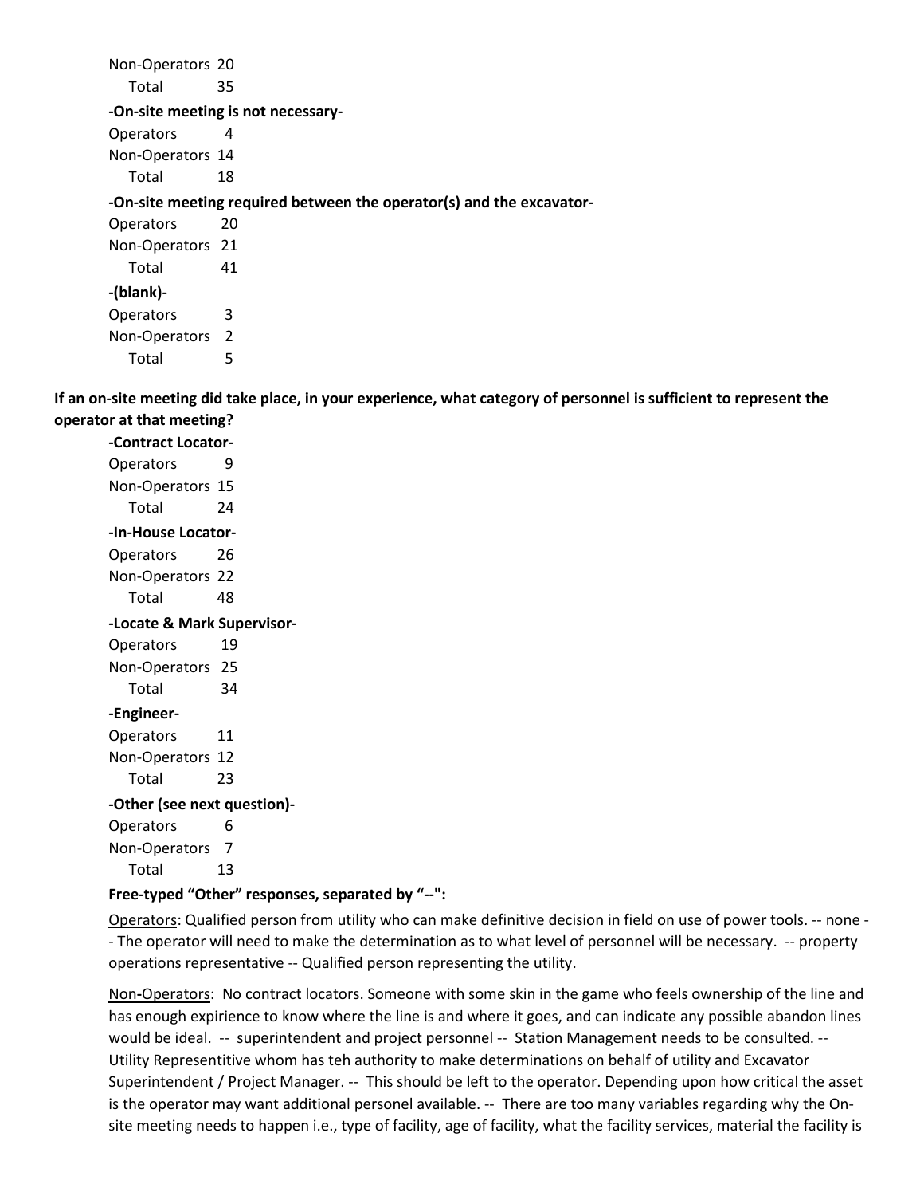Non-Operators 20
Total 35

**-On-site meeting is not necessary-**

Operators 4
Non-Operators 14
Total 18

**-On-site meeting required between the operator(s) and the excavator-**

Operators 20
Non-Operators 21
Total 41

**-(blank)-**

Operators 3
Non-Operators 2
Total 5

**If an on-site meeting did take place, in your experience, what category of personnel is sufficient to represent the operator at that meeting?**

**-Contract Locator-**

Operators 9
Non-Operators 15
Total 24

**-In-House Locator-**

Operators 26
Non-Operators 22
Total 48

**-Locate & Mark Supervisor-**

Operators 19
Non-Operators 25
Total 34

**-Engineer-**

Operators 11
Non-Operators 12
Total 23

**-Other (see next question)-**

Operators 6
Non-Operators 7
Total 13

**Free-typed "Other" responses, separated by "--":**

Operators: Qualified person from utility who can make definitive decision in field on use of power tools. -- none -- The operator will need to make the determination as to what level of personnel will be necessary. -- property operations representative -- Qualified person representing the utility.

Non-Operators: No contract locators. Someone with some skin in the game who feels ownership of the line and has enough expirience to know where the line is and where it goes, and can indicate any possible abandon lines would be ideal. -- superintendent and project personnel -- Station Management needs to be consulted. -- Utility Representitive whom has teh authority to make determinations on behalf of utility and Excavator Superintendent / Project Manager. -- This should be left to the operator. Depending upon how critical the asset is the operator may want additional personel available. -- There are too many variables regarding why the On-site meeting needs to happen i.e., type of facility, age of facility, what the facility services, material the facility is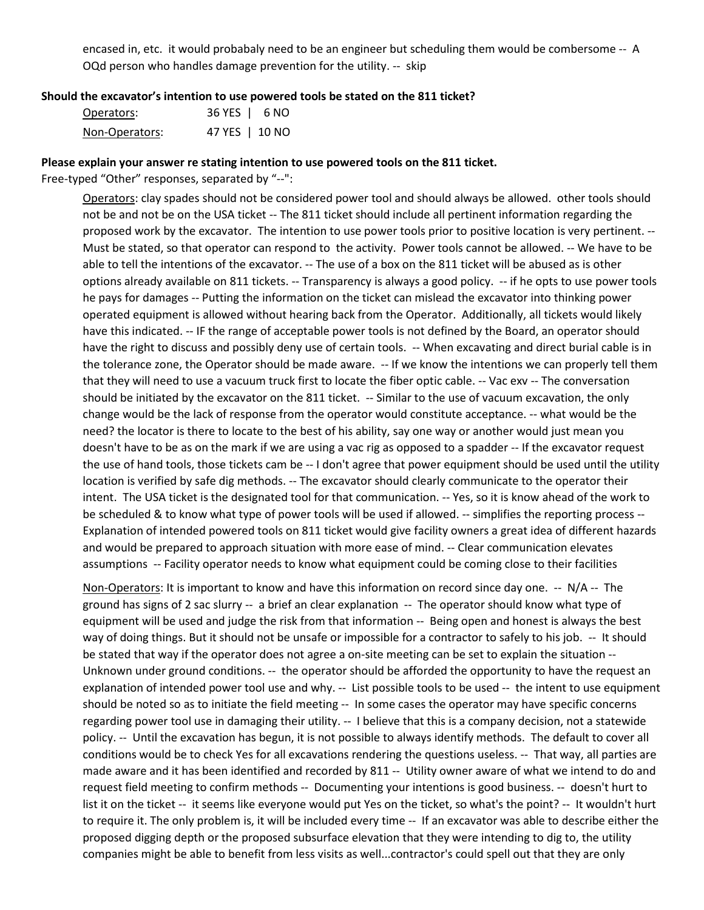encased in, etc.  it would probabaly need to be an engineer but scheduling them would be combersome --  A OQd person who handles damage prevention for the utility. --  skip

**Should the excavator's intention to use powered tools be stated on the 811 ticket?**

| | |
|---|---|
| Operators: | 36 YES \| 6 NO |
| Non-Operators: | 47 YES \| 10 NO |

**Please explain your answer re stating intention to use powered tools on the 811 ticket.**

Free-typed "Other" responses, separated by "--":

Operators: clay spades should not be considered power tool and should always be allowed.  other tools should not be and not be on the USA ticket -- The 811 ticket should include all pertinent information regarding the proposed work by the excavator.  The intention to use power tools prior to positive location is very pertinent. -- Must be stated, so that operator can respond to  the activity.  Power tools cannot be allowed. -- We have to be able to tell the intentions of the excavator. -- The use of a box on the 811 ticket will be abused as is other options already available on 811 tickets. -- Transparency is always a good policy.  -- if he opts to use power tools he pays for damages -- Putting the information on the ticket can mislead the excavator into thinking power operated equipment is allowed without hearing back from the Operator.  Additionally, all tickets would likely have this indicated. -- IF the range of acceptable power tools is not defined by the Board, an operator should have the right to discuss and possibly deny use of certain tools.  -- When excavating and direct burial cable is in the tolerance zone, the Operator should be made aware.  -- If we know the intentions we can properly tell them that they will need to use a vacuum truck first to locate the fiber optic cable. -- Vac exv -- The conversation should be initiated by the excavator on the 811 ticket.  -- Similar to the use of vacuum excavation, the only change would be the lack of response from the operator would constitute acceptance. -- what would be the need? the locator is there to locate to the best of his ability, say one way or another would just mean you doesn't have to be as on the mark if we are using a vac rig as opposed to a spadder -- If the excavator request the use of hand tools, those tickets cam be -- I don't agree that power equipment should be used until the utility location is verified by safe dig methods. -- The excavator should clearly communicate to the operator their intent.  The USA ticket is the designated tool for that communication. -- Yes, so it is know ahead of the work to be scheduled & to know what type of power tools will be used if allowed. -- simplifies the reporting process -- Explanation of intended powered tools on 811 ticket would give facility owners a great idea of different hazards and would be prepared to approach situation with more ease of mind. -- Clear communication elevates assumptions  -- Facility operator needs to know what equipment could be coming close to their facilities

Non-Operators: It is important to know and have this information on record since day one.  --  N/A --  The ground has signs of 2 sac slurry --  a brief an clear explanation  --  The operator should know what type of equipment will be used and judge the risk from that information --  Being open and honest is always the best way of doing things. But it should not be unsafe or impossible for a contractor to safely to his job.  --  It should be stated that way if the operator does not agree a on-site meeting can be set to explain the situation -- Unknown under ground conditions. --  the operator should be afforded the opportunity to have the request an explanation of intended power tool use and why. --  List possible tools to be used --  the intent to use equipment should be noted so as to initiate the field meeting --  In some cases the operator may have specific concerns regarding power tool use in damaging their utility. --  I believe that this is a company decision, not a statewide policy. --  Until the excavation has begun, it is not possible to always identify methods.  The default to cover all conditions would be to check Yes for all excavations rendering the questions useless. --  That way, all parties are made aware and it has been identified and recorded by 811 --  Utility owner aware of what we intend to do and request field meeting to confirm methods --  Documenting your intentions is good business. --  doesn't hurt to list it on the ticket --  it seems like everyone would put Yes on the ticket, so what's the point? --  It wouldn't hurt to require it. The only problem is, it will be included every time --  If an excavator was able to describe either the proposed digging depth or the proposed subsurface elevation that they were intending to dig to, the utility companies might be able to benefit from less visits as well...contractor's could spell out that they are only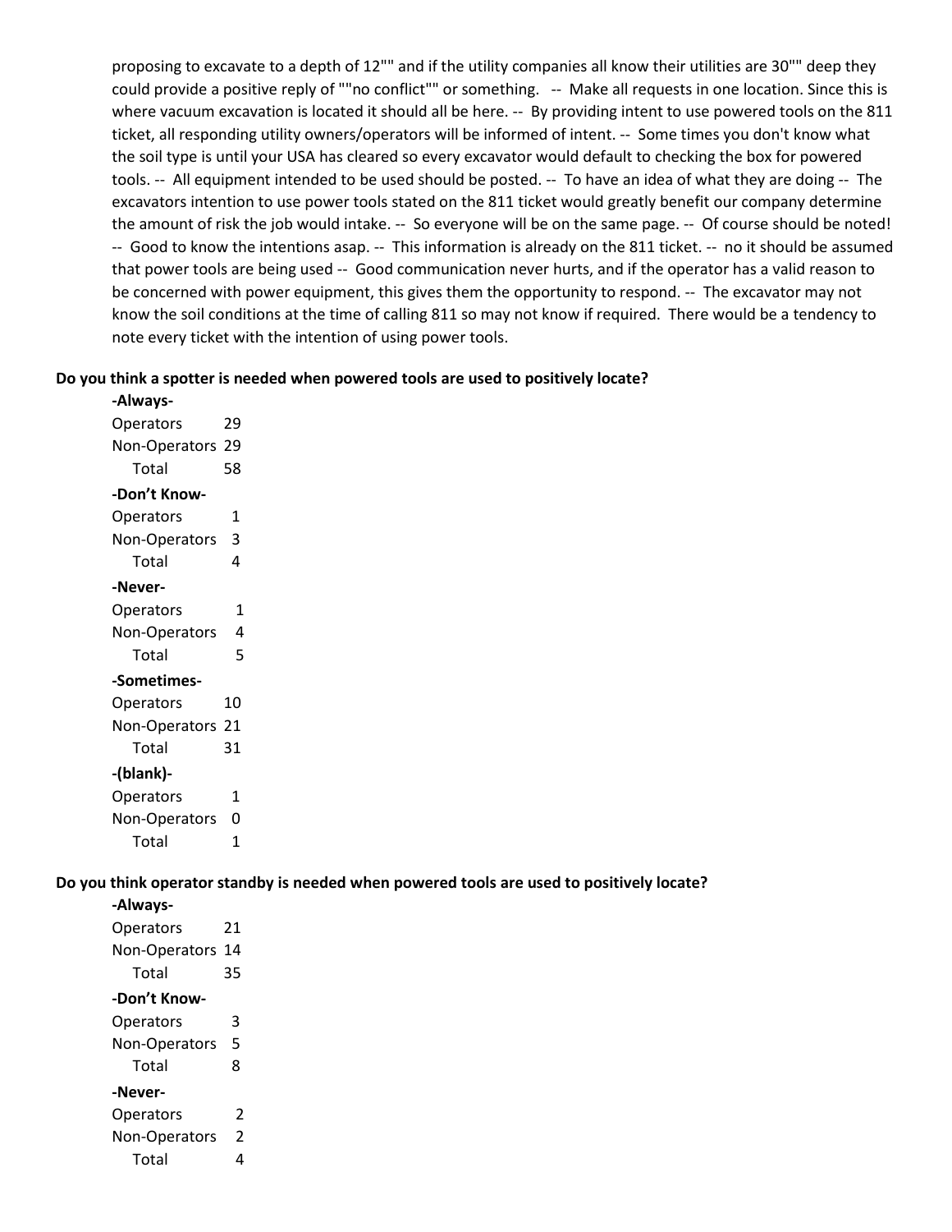proposing to excavate to a depth of 12"" and if the utility companies all know their utilities are 30"" deep they could provide a positive reply of ""no conflict"" or something. -- Make all requests in one location. Since this is where vacuum excavation is located it should all be here. -- By providing intent to use powered tools on the 811 ticket, all responding utility owners/operators will be informed of intent. -- Some times you don't know what the soil type is until your USA has cleared so every excavator would default to checking the box for powered tools. -- All equipment intended to be used should be posted. -- To have an idea of what they are doing -- The excavators intention to use power tools stated on the 811 ticket would greatly benefit our company determine the amount of risk the job would intake. -- So everyone will be on the same page. -- Of course should be noted! -- Good to know the intentions asap. -- This information is already on the 811 ticket. -- no it should be assumed that power tools are being used -- Good communication never hurts, and if the operator has a valid reason to be concerned with power equipment, this gives them the opportunity to respond. -- The excavator may not know the soil conditions at the time of calling 811 so may not know if required. There would be a tendency to note every ticket with the intention of using power tools.

**Do you think a spotter is needed when powered tools are used to positively locate?**

| Response | Count |
|---|---|
| **-Always-** | |
| Operators | 29 |
| Non-Operators | 29 |
| Total | 58 |
| **-Don't Know-** | |
| Operators | 1 |
| Non-Operators | 3 |
| Total | 4 |
| **-Never-** | |
| Operators | 1 |
| Non-Operators | 4 |
| Total | 5 |
| **-Sometimes-** | |
| Operators | 10 |
| Non-Operators | 21 |
| Total | 31 |
| **-(blank)-** | |
| Operators | 1 |
| Non-Operators | 0 |
| Total | 1 |

**Do you think operator standby is needed when powered tools are used to positively locate?**

| Response | Count |
|---|---|
| **-Always-** | |
| Operators | 21 |
| Non-Operators | 14 |
| Total | 35 |
| **-Don't Know-** | |
| Operators | 3 |
| Non-Operators | 5 |
| Total | 8 |
| **-Never-** | |
| Operators | 2 |
| Non-Operators | 2 |
| Total | 4 |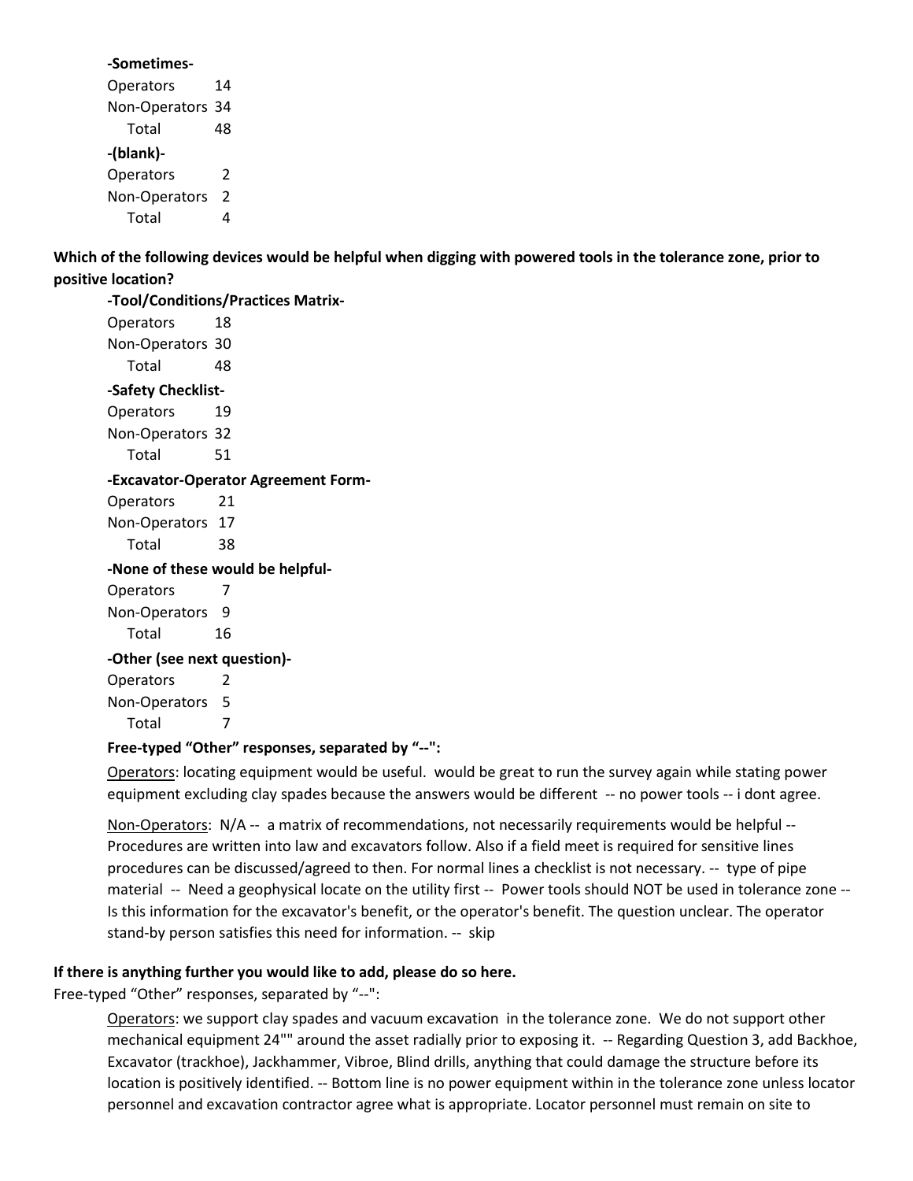**-Sometimes-**

Operators 14
Non-Operators 34
Total 48

**-(blank)-**

Operators 2
Non-Operators 2
Total 4

**Which of the following devices would be helpful when digging with powered tools in the tolerance zone, prior to positive location?**

**-Tool/Conditions/Practices Matrix-**

Operators 18
Non-Operators 30
Total 48

**-Safety Checklist-**

Operators 19
Non-Operators 32
Total 51

**-Excavator-Operator Agreement Form-**

Operators 21
Non-Operators 17
Total 38

**-None of these would be helpful-**

Operators 7
Non-Operators 9
Total 16

**-Other (see next question)-**

Operators 2
Non-Operators 5
Total 7

**Free-typed "Other" responses, separated by "--":**

Operators: locating equipment would be useful. would be great to run the survey again while stating power equipment excluding clay spades because the answers would be different -- no power tools -- i dont agree.

Non-Operators: N/A -- a matrix of recommendations, not necessarily requirements would be helpful -- Procedures are written into law and excavators follow. Also if a field meet is required for sensitive lines procedures can be discussed/agreed to then. For normal lines a checklist is not necessary. -- type of pipe material -- Need a geophysical locate on the utility first -- Power tools should NOT be used in tolerance zone -- Is this information for the excavator's benefit, or the operator's benefit. The question unclear. The operator stand-by person satisfies this need for information. -- skip

**If there is anything further you would like to add, please do so here.**

Free-typed "Other" responses, separated by "--":

Operators: we support clay spades and vacuum excavation in the tolerance zone. We do not support other mechanical equipment 24"" around the asset radially prior to exposing it. -- Regarding Question 3, add Backhoe, Excavator (trackhoe), Jackhammer, Vibroe, Blind drills, anything that could damage the structure before its location is positively identified. -- Bottom line is no power equipment within in the tolerance zone unless locator personnel and excavation contractor agree what is appropriate. Locator personnel must remain on site to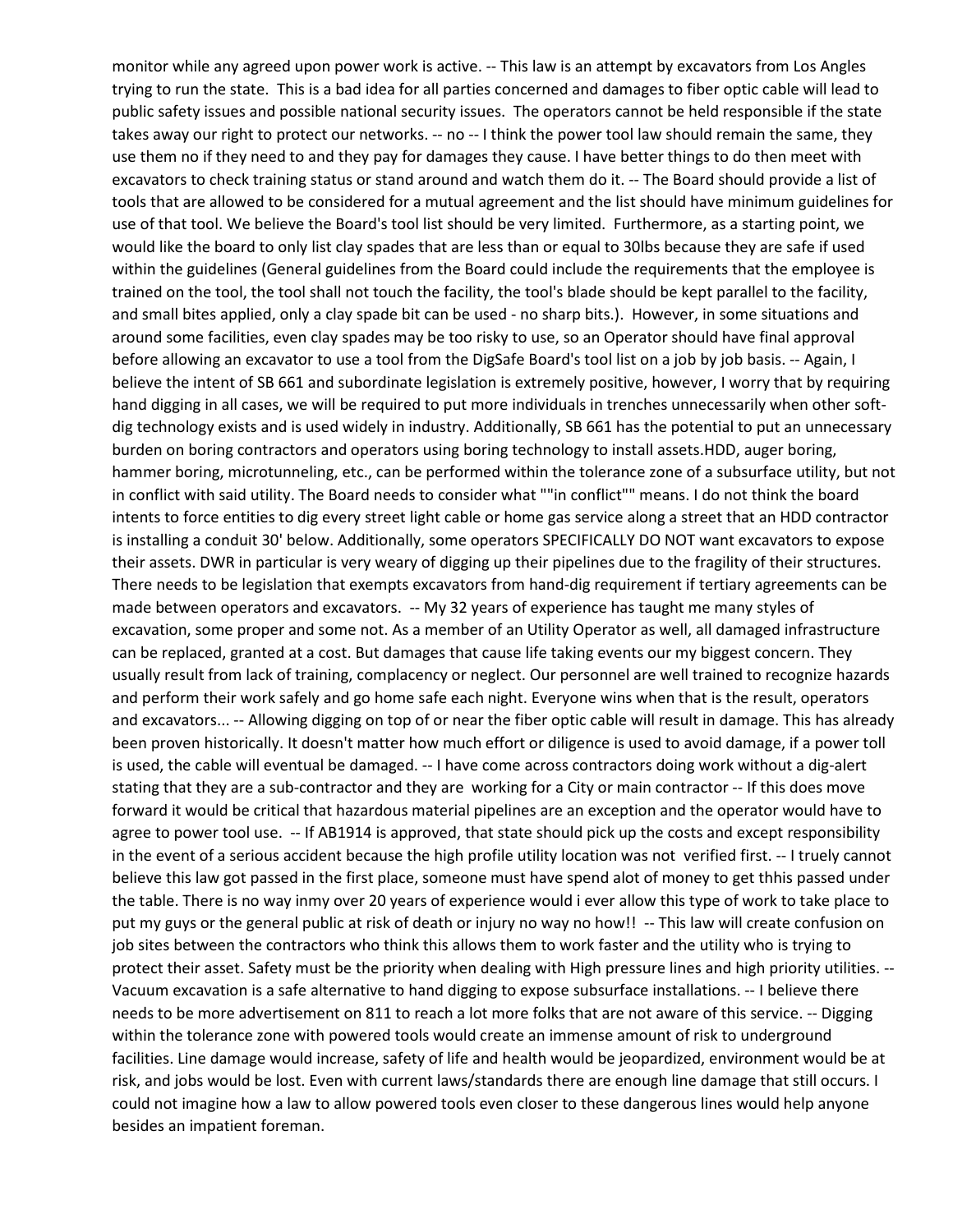monitor while any agreed upon power work is active. -- This law is an attempt by excavators from Los Angles trying to run the state.  This is a bad idea for all parties concerned and damages to fiber optic cable will lead to public safety issues and possible national security issues.  The operators cannot be held responsible if the state takes away our right to protect our networks. -- no -- I think the power tool law should remain the same, they use them no if they need to and they pay for damages they cause. I have better things to do then meet with excavators to check training status or stand around and watch them do it. -- The Board should provide a list of tools that are allowed to be considered for a mutual agreement and the list should have minimum guidelines for use of that tool. We believe the Board's tool list should be very limited.  Furthermore, as a starting point, we would like the board to only list clay spades that are less than or equal to 30lbs because they are safe if used within the guidelines (General guidelines from the Board could include the requirements that the employee is trained on the tool, the tool shall not touch the facility, the tool's blade should be kept parallel to the facility, and small bites applied, only a clay spade bit can be used - no sharp bits.).  However, in some situations and around some facilities, even clay spades may be too risky to use, so an Operator should have final approval before allowing an excavator to use a tool from the DigSafe Board's tool list on a job by job basis. -- Again, I believe the intent of SB 661 and subordinate legislation is extremely positive, however, I worry that by requiring hand digging in all cases, we will be required to put more individuals in trenches unnecessarily when other soft-dig technology exists and is used widely in industry. Additionally, SB 661 has the potential to put an unnecessary burden on boring contractors and operators using boring technology to install assets.HDD, auger boring, hammer boring, microtunneling, etc., can be performed within the tolerance zone of a subsurface utility, but not in conflict with said utility. The Board needs to consider what ""in conflict"" means. I do not think the board intents to force entities to dig every street light cable or home gas service along a street that an HDD contractor is installing a conduit 30' below. Additionally, some operators SPECIFICALLY DO NOT want excavators to expose their assets. DWR in particular is very weary of digging up their pipelines due to the fragility of their structures. There needs to be legislation that exempts excavators from hand-dig requirement if tertiary agreements can be made between operators and excavators.  -- My 32 years of experience has taught me many styles of excavation, some proper and some not. As a member of an Utility Operator as well, all damaged infrastructure can be replaced, granted at a cost. But damages that cause life taking events our my biggest concern. They usually result from lack of training, complacency or neglect. Our personnel are well trained to recognize hazards and perform their work safely and go home safe each night. Everyone wins when that is the result, operators and excavators... -- Allowing digging on top of or near the fiber optic cable will result in damage. This has already been proven historically. It doesn't matter how much effort or diligence is used to avoid damage, if a power toll is used, the cable will eventual be damaged. -- I have come across contractors doing work without a dig-alert stating that they are a sub-contractor and they are  working for a City or main contractor -- If this does move forward it would be critical that hazardous material pipelines are an exception and the operator would have to agree to power tool use.  -- If AB1914 is approved, that state should pick up the costs and except responsibility in the event of a serious accident because the high profile utility location was not  verified first. -- I truely cannot believe this law got passed in the first place, someone must have spend alot of money to get thhis passed under the table. There is no way inmy over 20 years of experience would i ever allow this type of work to take place to put my guys or the general public at risk of death or injury no way no how!!  -- This law will create confusion on job sites between the contractors who think this allows them to work faster and the utility who is trying to protect their asset. Safety must be the priority when dealing with High pressure lines and high priority utilities. -- Vacuum excavation is a safe alternative to hand digging to expose subsurface installations. -- I believe there needs to be more advertisement on 811 to reach a lot more folks that are not aware of this service. -- Digging within the tolerance zone with powered tools would create an immense amount of risk to underground facilities. Line damage would increase, safety of life and health would be jeopardized, environment would be at risk, and jobs would be lost. Even with current laws/standards there are enough line damage that still occurs. I could not imagine how a law to allow powered tools even closer to these dangerous lines would help anyone besides an impatient foreman.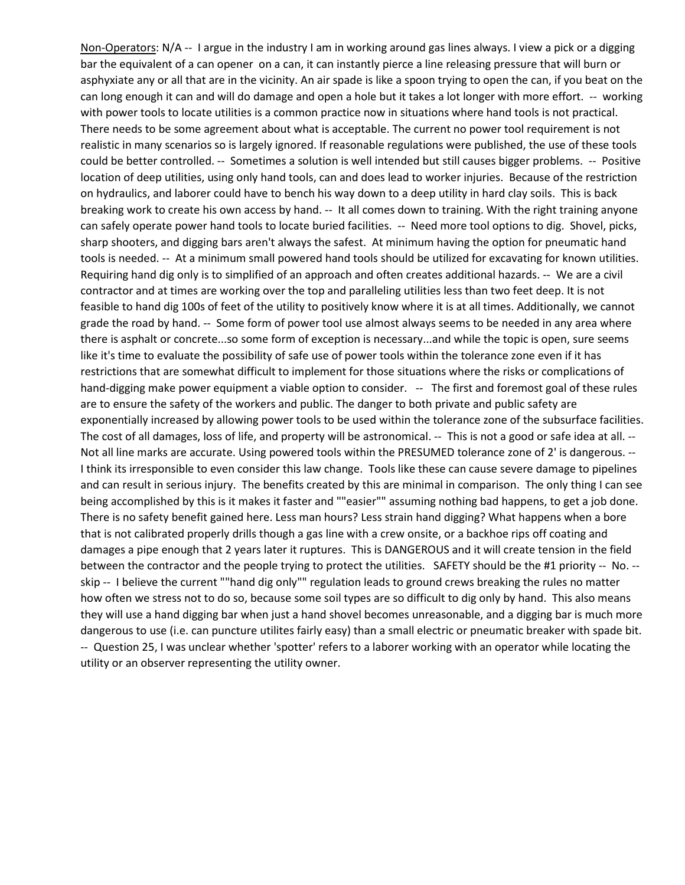<u>Non-Operators</u>: N/A -- I argue in the industry I am in working around gas lines always. I view a pick or a digging bar the equivalent of a can opener on a can, it can instantly pierce a line releasing pressure that will burn or asphyxiate any or all that are in the vicinity. An air spade is like a spoon trying to open the can, if you beat on the can long enough it can and will do damage and open a hole but it takes a lot longer with more effort. -- working with power tools to locate utilities is a common practice now in situations where hand tools is not practical. There needs to be some agreement about what is acceptable. The current no power tool requirement is not realistic in many scenarios so is largely ignored. If reasonable regulations were published, the use of these tools could be better controlled. -- Sometimes a solution is well intended but still causes bigger problems. -- Positive location of deep utilities, using only hand tools, can and does lead to worker injuries. Because of the restriction on hydraulics, and laborer could have to bench his way down to a deep utility in hard clay soils. This is back breaking work to create his own access by hand. -- It all comes down to training. With the right training anyone can safely operate power hand tools to locate buried facilities. -- Need more tool options to dig. Shovel, picks, sharp shooters, and digging bars aren't always the safest. At minimum having the option for pneumatic hand tools is needed. -- At a minimum small powered hand tools should be utilized for excavating for known utilities. Requiring hand dig only is to simplified of an approach and often creates additional hazards. -- We are a civil contractor and at times are working over the top and paralleling utilities less than two feet deep. It is not feasible to hand dig 100s of feet of the utility to positively know where it is at all times. Additionally, we cannot grade the road by hand. -- Some form of power tool use almost always seems to be needed in any area where there is asphalt or concrete...so some form of exception is necessary...and while the topic is open, sure seems like it's time to evaluate the possibility of safe use of power tools within the tolerance zone even if it has restrictions that are somewhat difficult to implement for those situations where the risks or complications of hand-digging make power equipment a viable option to consider. -- The first and foremost goal of these rules are to ensure the safety of the workers and public. The danger to both private and public safety are exponentially increased by allowing power tools to be used within the tolerance zone of the subsurface facilities. The cost of all damages, loss of life, and property will be astronomical. -- This is not a good or safe idea at all. -- Not all line marks are accurate. Using powered tools within the PRESUMED tolerance zone of 2' is dangerous. -- I think its irresponsible to even consider this law change. Tools like these can cause severe damage to pipelines and can result in serious injury. The benefits created by this are minimal in comparison. The only thing I can see being accomplished by this is it makes it faster and ""easier"" assuming nothing bad happens, to get a job done. There is no safety benefit gained here. Less man hours? Less strain hand digging? What happens when a bore that is not calibrated properly drills though a gas line with a crew onsite, or a backhoe rips off coating and damages a pipe enough that 2 years later it ruptures. This is DANGEROUS and it will create tension in the field between the contractor and the people trying to protect the utilities. SAFETY should be the #1 priority -- No. -- skip -- I believe the current ""hand dig only"" regulation leads to ground crews breaking the rules no matter how often we stress not to do so, because some soil types are so difficult to dig only by hand. This also means they will use a hand digging bar when just a hand shovel becomes unreasonable, and a digging bar is much more dangerous to use (i.e. can puncture utilites fairly easy) than a small electric or pneumatic breaker with spade bit. -- Question 25, I was unclear whether 'spotter' refers to a laborer working with an operator while locating the utility or an observer representing the utility owner.